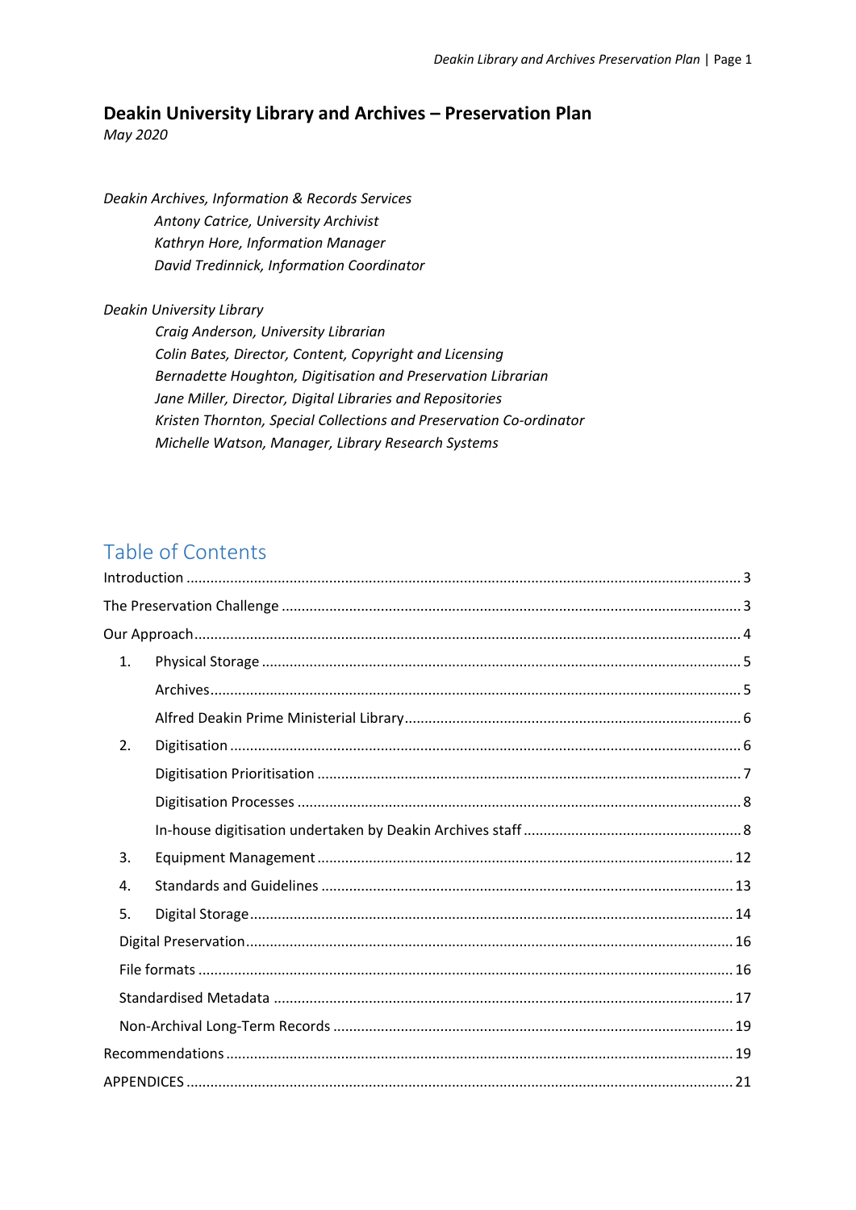# Deakin University Library and Archives – Preservation Plan

*May 2020*

*Deakin Archives, Information & Records Services*

*Antony Catrice, University Archivist*
*Kathryn Hore, Information Manager*
*David Tredinnick, Information Coordinator*

*Deakin University Library*

*Craig Anderson, University Librarian*
*Colin Bates, Director, Content, Copyright and Licensing*
*Bernadette Houghton, Digitisation and Preservation Librarian*
*Jane Miller, Director, Digital Libraries and Repositories*
*Kristen Thornton, Special Collections and Preservation Co-ordinator*
*Michelle Watson, Manager, Library Research Systems*

## Table of Contents

- Introduction ..... 3
- The Preservation Challenge ..... 3
- Our Approach ..... 4
  1. Physical Storage ..... 5
     - Archives ..... 5
     - Alfred Deakin Prime Ministerial Library ..... 6
  2. Digitisation ..... 6
     - Digitisation Prioritisation ..... 7
     - Digitisation Processes ..... 8
     - In-house digitisation undertaken by Deakin Archives staff ..... 8
  3. Equipment Management ..... 12
  4. Standards and Guidelines ..... 13
  5. Digital Storage ..... 14
  - Digital Preservation ..... 16
  - File formats ..... 16
  - Standardised Metadata ..... 17
  - Non-Archival Long-Term Records ..... 19
- Recommendations ..... 19
- APPENDICES ..... 21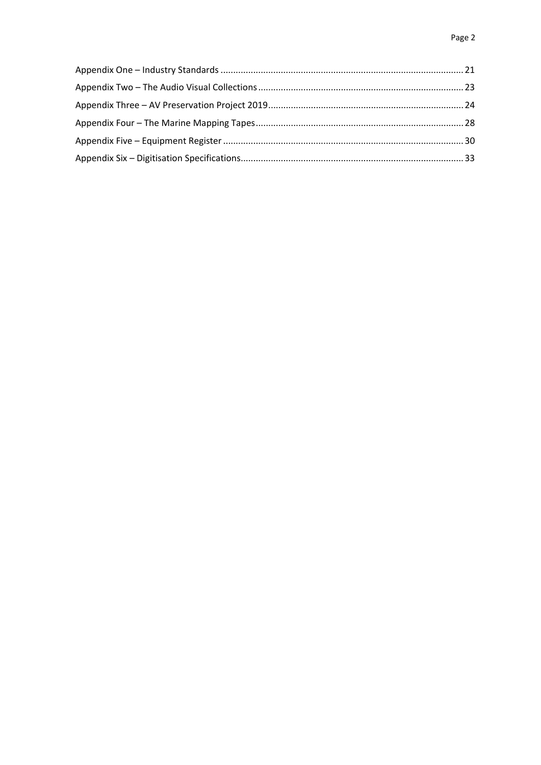Appendix One – Industry Standards ........................................................................................ 21

Appendix Two – The Audio Visual Collections ......................................................................... 23

Appendix Three – AV Preservation Project 2019 ...................................................................... 24

Appendix Four – The Marine Mapping Tapes ........................................................................... 28

Appendix Five – Equipment Register ....................................................................................... 30

Appendix Six – Digitisation Specifications ................................................................................ 33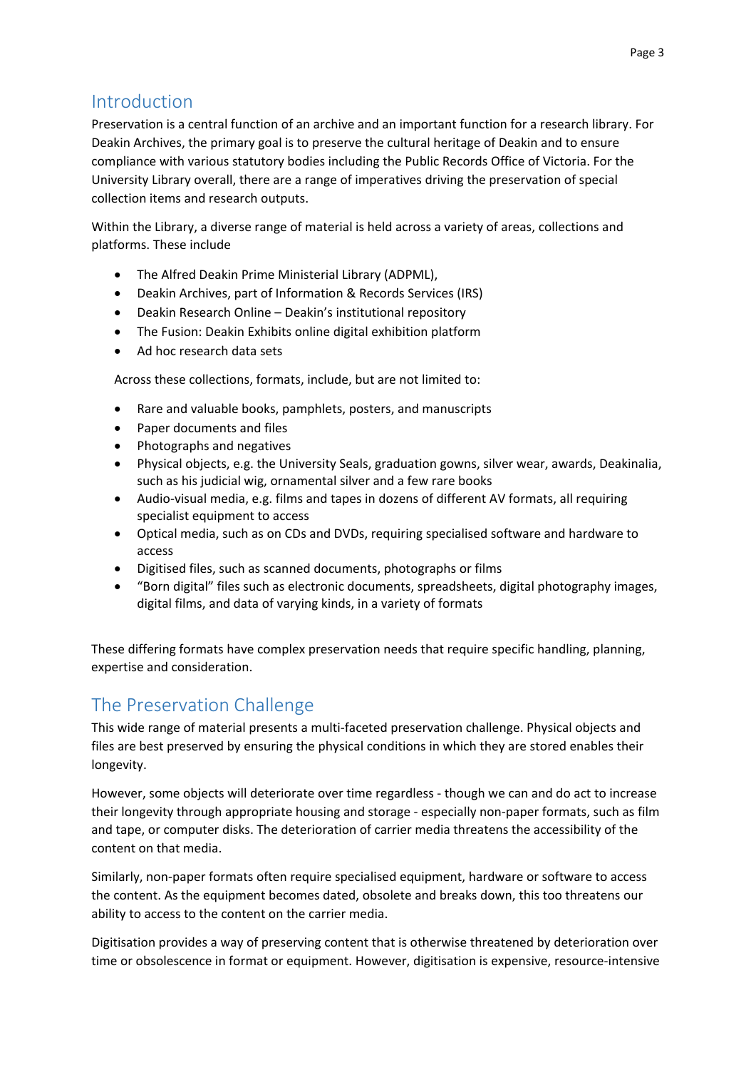## Introduction

Preservation is a central function of an archive and an important function for a research library. For Deakin Archives, the primary goal is to preserve the cultural heritage of Deakin and to ensure compliance with various statutory bodies including the Public Records Office of Victoria. For the University Library overall, there are a range of imperatives driving the preservation of special collection items and research outputs.

Within the Library, a diverse range of material is held across a variety of areas, collections and platforms. These include

- The Alfred Deakin Prime Ministerial Library (ADPML),
- Deakin Archives, part of Information & Records Services (IRS)
- Deakin Research Online – Deakin's institutional repository
- The Fusion: Deakin Exhibits online digital exhibition platform
- Ad hoc research data sets

Across these collections, formats, include, but are not limited to:

- Rare and valuable books, pamphlets, posters, and manuscripts
- Paper documents and files
- Photographs and negatives
- Physical objects, e.g. the University Seals, graduation gowns, silver wear, awards, Deakinalia, such as his judicial wig, ornamental silver and a few rare books
- Audio-visual media, e.g. films and tapes in dozens of different AV formats, all requiring specialist equipment to access
- Optical media, such as on CDs and DVDs, requiring specialised software and hardware to access
- Digitised files, such as scanned documents, photographs or films
- "Born digital" files such as electronic documents, spreadsheets, digital photography images, digital films, and data of varying kinds, in a variety of formats

These differing formats have complex preservation needs that require specific handling, planning, expertise and consideration.

## The Preservation Challenge

This wide range of material presents a multi-faceted preservation challenge. Physical objects and files are best preserved by ensuring the physical conditions in which they are stored enables their longevity.

However, some objects will deteriorate over time regardless - though we can and do act to increase their longevity through appropriate housing and storage - especially non-paper formats, such as film and tape, or computer disks. The deterioration of carrier media threatens the accessibility of the content on that media.

Similarly, non-paper formats often require specialised equipment, hardware or software to access the content. As the equipment becomes dated, obsolete and breaks down, this too threatens our ability to access to the content on the carrier media.

Digitisation provides a way of preserving content that is otherwise threatened by deterioration over time or obsolescence in format or equipment. However, digitisation is expensive, resource-intensive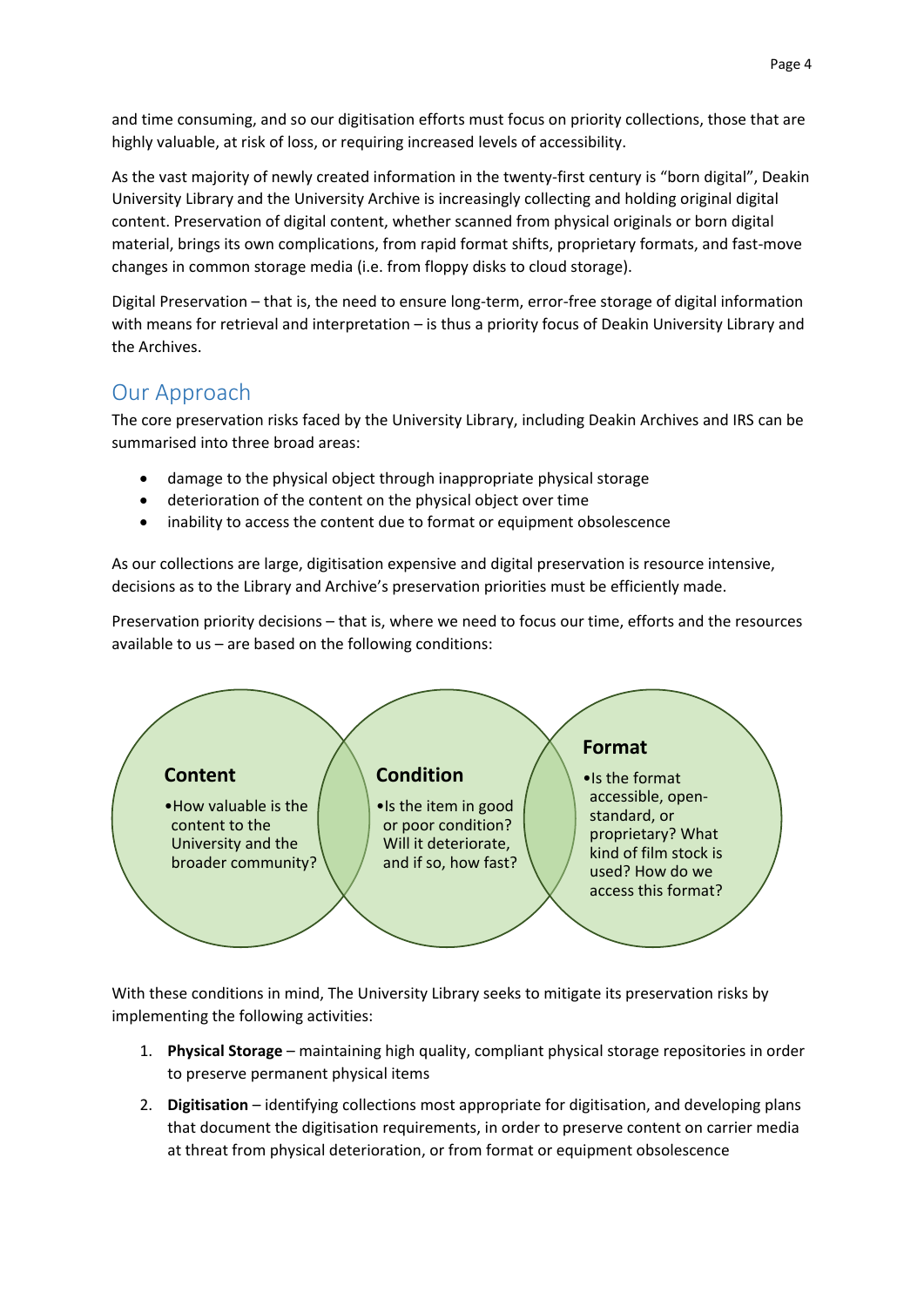and time consuming, and so our digitisation efforts must focus on priority collections, those that are highly valuable, at risk of loss, or requiring increased levels of accessibility.

As the vast majority of newly created information in the twenty-first century is "born digital", Deakin University Library and the University Archive is increasingly collecting and holding original digital content. Preservation of digital content, whether scanned from physical originals or born digital material, brings its own complications, from rapid format shifts, proprietary formats, and fast-move changes in common storage media (i.e. from floppy disks to cloud storage).

Digital Preservation – that is, the need to ensure long-term, error-free storage of digital information with means for retrieval and interpretation – is thus a priority focus of Deakin University Library and the Archives.

## Our Approach

The core preservation risks faced by the University Library, including Deakin Archives and IRS can be summarised into three broad areas:

- damage to the physical object through inappropriate physical storage
- deterioration of the content on the physical object over time
- inability to access the content due to format or equipment obsolescence

As our collections are large, digitisation expensive and digital preservation is resource intensive, decisions as to the Library and Archive's preservation priorities must be efficiently made.

Preservation priority decisions – that is, where we need to focus our time, efforts and the resources available to us – are based on the following conditions:

**Content**

- How valuable is the content to the University and the broader community?

**Condition**

- Is the item in good or poor condition? Will it deteriorate, and if so, how fast?

**Format**

- Is the format accessible, open-standard, or proprietary? What kind of film stock is used? How do we access this format?

With these conditions in mind, The University Library seeks to mitigate its preservation risks by implementing the following activities:

1. **Physical Storage** – maintaining high quality, compliant physical storage repositories in order to preserve permanent physical items
2. **Digitisation** – identifying collections most appropriate for digitisation, and developing plans that document the digitisation requirements, in order to preserve content on carrier media at threat from physical deterioration, or from format or equipment obsolescence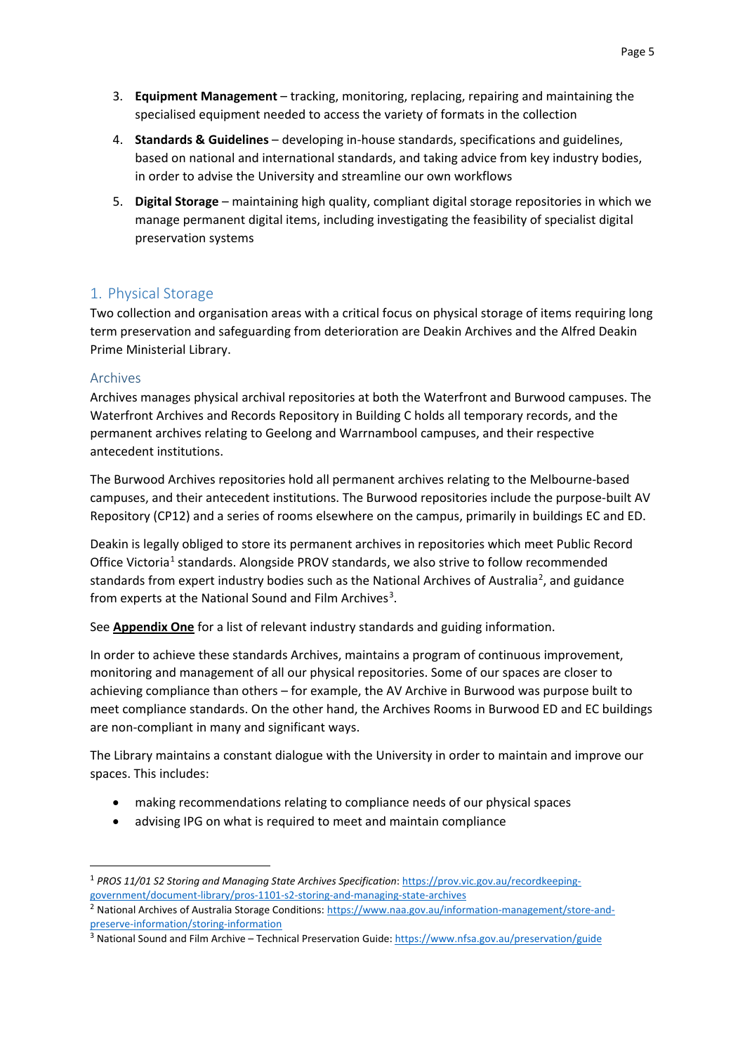3. **Equipment Management** – tracking, monitoring, replacing, repairing and maintaining the specialised equipment needed to access the variety of formats in the collection
4. **Standards & Guidelines** – developing in-house standards, specifications and guidelines, based on national and international standards, and taking advice from key industry bodies, in order to advise the University and streamline our own workflows
5. **Digital Storage** – maintaining high quality, compliant digital storage repositories in which we manage permanent digital items, including investigating the feasibility of specialist digital preservation systems

## 1. Physical Storage

Two collection and organisation areas with a critical focus on physical storage of items requiring long term preservation and safeguarding from deterioration are Deakin Archives and the Alfred Deakin Prime Ministerial Library.

### Archives

Archives manages physical archival repositories at both the Waterfront and Burwood campuses. The Waterfront Archives and Records Repository in Building C holds all temporary records, and the permanent archives relating to Geelong and Warrnambool campuses, and their respective antecedent institutions.

The Burwood Archives repositories hold all permanent archives relating to the Melbourne-based campuses, and their antecedent institutions. The Burwood repositories include the purpose-built AV Repository (CP12) and a series of rooms elsewhere on the campus, primarily in buildings EC and ED.

Deakin is legally obliged to store its permanent archives in repositories which meet Public Record Office Victoria[1] standards. Alongside PROV standards, we also strive to follow recommended standards from expert industry bodies such as the National Archives of Australia[2], and guidance from experts at the National Sound and Film Archives[3].

See **Appendix One** for a list of relevant industry standards and guiding information.

In order to achieve these standards Archives, maintains a program of continuous improvement, monitoring and management of all our physical repositories. Some of our spaces are closer to achieving compliance than others – for example, the AV Archive in Burwood was purpose built to meet compliance standards. On the other hand, the Archives Rooms in Burwood ED and EC buildings are non-compliant in many and significant ways.

The Library maintains a constant dialogue with the University in order to maintain and improve our spaces. This includes:

- making recommendations relating to compliance needs of our physical spaces
- advising IPG on what is required to meet and maintain compliance

---

[1] *PROS 11/01 S2 Storing and Managing State Archives Specification*: https://prov.vic.gov.au/recordkeeping-government/document-library/pros-1101-s2-storing-and-managing-state-archives

[2] National Archives of Australia Storage Conditions: https://www.naa.gov.au/information-management/store-and-preserve-information/storing-information

[3] National Sound and Film Archive – Technical Preservation Guide: https://www.nfsa.gov.au/preservation/guide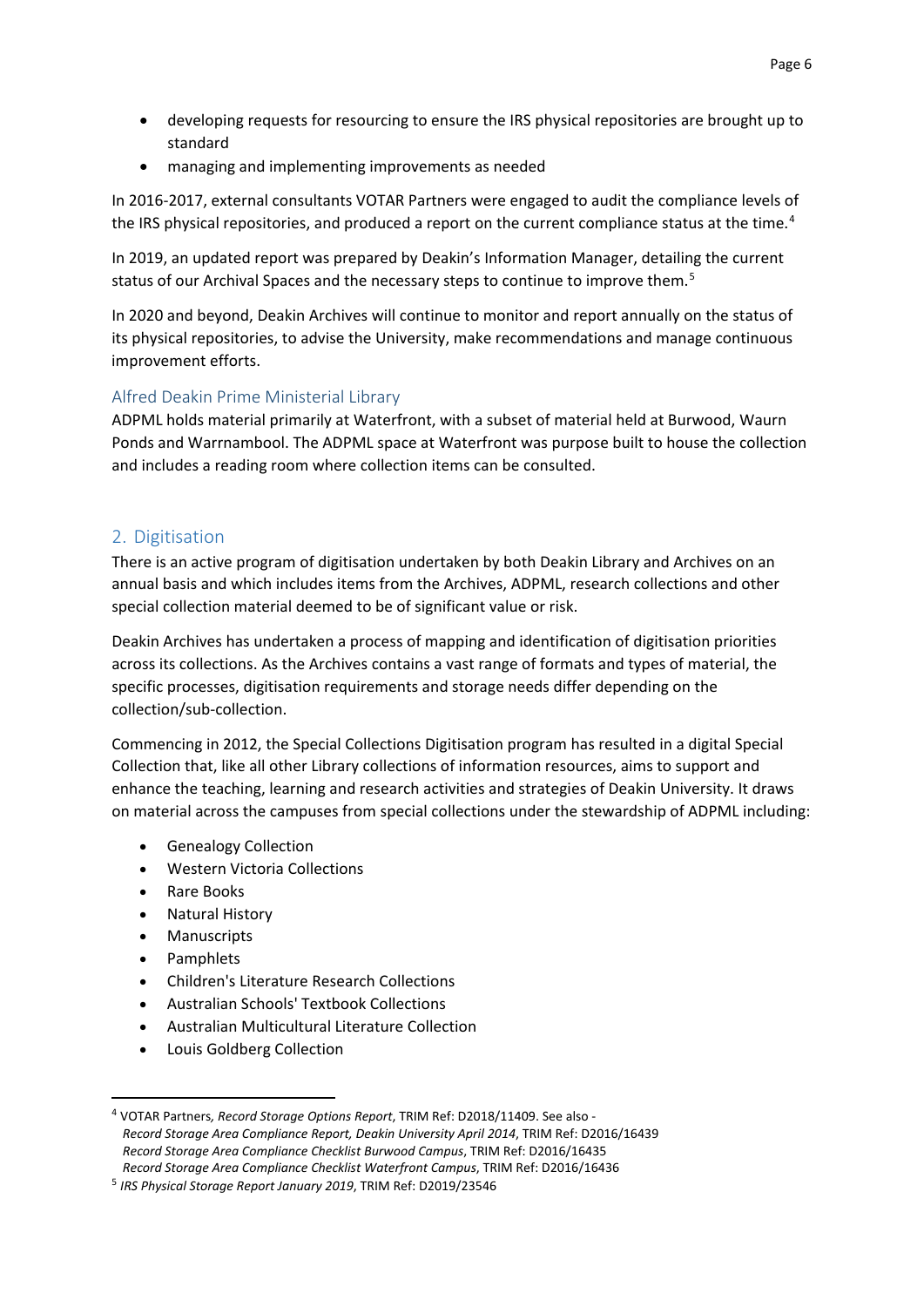- developing requests for resourcing to ensure the IRS physical repositories are brought up to standard
- managing and implementing improvements as needed

In 2016-2017, external consultants VOTAR Partners were engaged to audit the compliance levels of the IRS physical repositories, and produced a report on the current compliance status at the time.[4]

In 2019, an updated report was prepared by Deakin's Information Manager, detailing the current status of our Archival Spaces and the necessary steps to continue to improve them.[5]

In 2020 and beyond, Deakin Archives will continue to monitor and report annually on the status of its physical repositories, to advise the University, make recommendations and manage continuous improvement efforts.

### Alfred Deakin Prime Ministerial Library

ADPML holds material primarily at Waterfront, with a subset of material held at Burwood, Waurn Ponds and Warrnambool. The ADPML space at Waterfront was purpose built to house the collection and includes a reading room where collection items can be consulted.

## 2. Digitisation

There is an active program of digitisation undertaken by both Deakin Library and Archives on an annual basis and which includes items from the Archives, ADPML, research collections and other special collection material deemed to be of significant value or risk.

Deakin Archives has undertaken a process of mapping and identification of digitisation priorities across its collections. As the Archives contains a vast range of formats and types of material, the specific processes, digitisation requirements and storage needs differ depending on the collection/sub-collection.

Commencing in 2012, the Special Collections Digitisation program has resulted in a digital Special Collection that, like all other Library collections of information resources, aims to support and enhance the teaching, learning and research activities and strategies of Deakin University. It draws on material across the campuses from special collections under the stewardship of ADPML including:

- Genealogy Collection
- Western Victoria Collections
- Rare Books
- Natural History
- Manuscripts
- Pamphlets
- Children's Literature Research Collections
- Australian Schools' Textbook Collections
- Australian Multicultural Literature Collection
- Louis Goldberg Collection

---

[4] VOTAR Partners, *Record Storage Options Report*, TRIM Ref: D2018/11409. See also -
*Record Storage Area Compliance Report, Deakin University April 2014*, TRIM Ref: D2016/16439
*Record Storage Area Compliance Checklist Burwood Campus*, TRIM Ref: D2016/16435
*Record Storage Area Compliance Checklist Waterfront Campus*, TRIM Ref: D2016/16436

[5] *IRS Physical Storage Report January 2019*, TRIM Ref: D2019/23546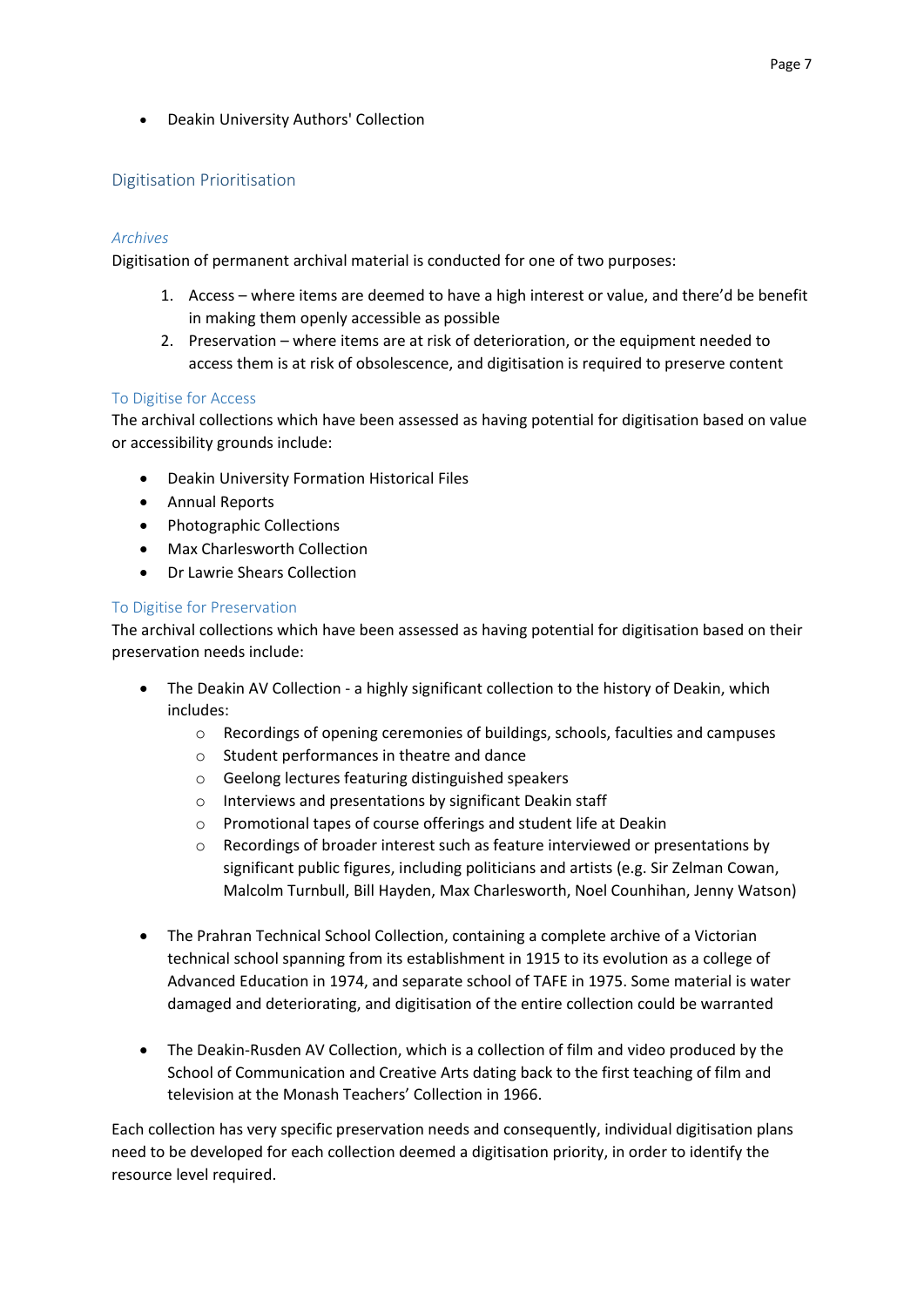- Deakin University Authors' Collection

## Digitisation Prioritisation

### *Archives*

Digitisation of permanent archival material is conducted for one of two purposes:

1. Access – where items are deemed to have a high interest or value, and there'd be benefit in making them openly accessible as possible
2. Preservation – where items are at risk of deterioration, or the equipment needed to access them is at risk of obsolescence, and digitisation is required to preserve content

#### To Digitise for Access

The archival collections which have been assessed as having potential for digitisation based on value or accessibility grounds include:

- Deakin University Formation Historical Files
- Annual Reports
- Photographic Collections
- Max Charlesworth Collection
- Dr Lawrie Shears Collection

#### To Digitise for Preservation

The archival collections which have been assessed as having potential for digitisation based on their preservation needs include:

- The Deakin AV Collection - a highly significant collection to the history of Deakin, which includes:
  - Recordings of opening ceremonies of buildings, schools, faculties and campuses
  - Student performances in theatre and dance
  - Geelong lectures featuring distinguished speakers
  - Interviews and presentations by significant Deakin staff
  - Promotional tapes of course offerings and student life at Deakin
  - Recordings of broader interest such as feature interviewed or presentations by significant public figures, including politicians and artists (e.g. Sir Zelman Cowan, Malcolm Turnbull, Bill Hayden, Max Charlesworth, Noel Counhihan, Jenny Watson)

- The Prahran Technical School Collection, containing a complete archive of a Victorian technical school spanning from its establishment in 1915 to its evolution as a college of Advanced Education in 1974, and separate school of TAFE in 1975. Some material is water damaged and deteriorating, and digitisation of the entire collection could be warranted

- The Deakin-Rusden AV Collection, which is a collection of film and video produced by the School of Communication and Creative Arts dating back to the first teaching of film and television at the Monash Teachers' Collection in 1966.

Each collection has very specific preservation needs and consequently, individual digitisation plans need to be developed for each collection deemed a digitisation priority, in order to identify the resource level required.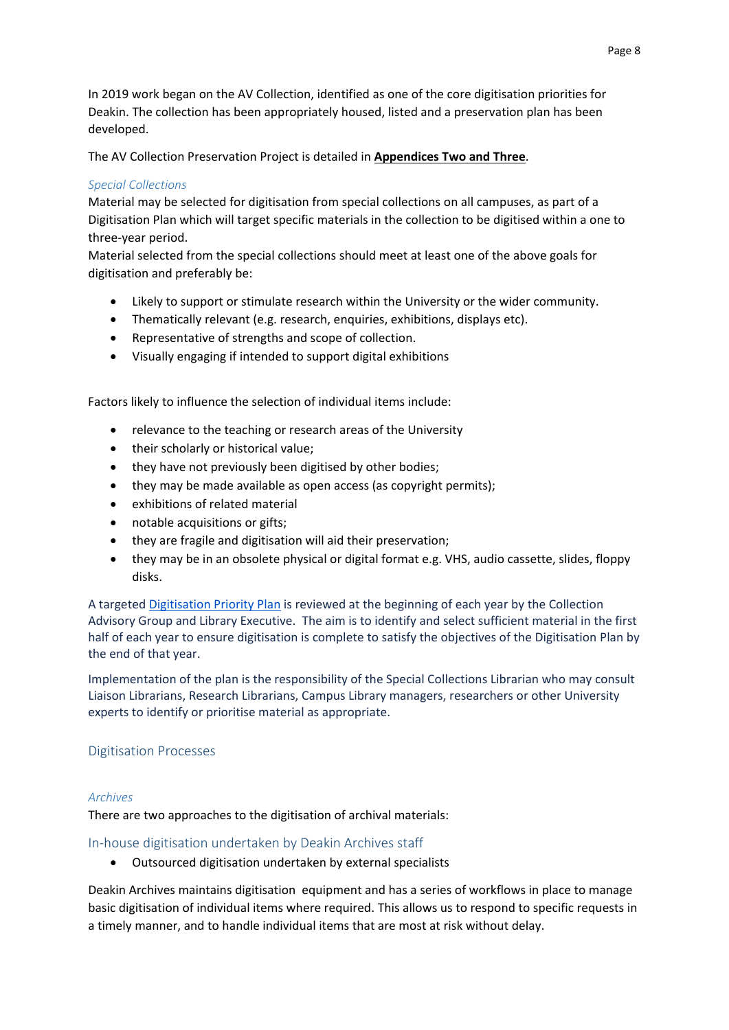In 2019 work began on the AV Collection, identified as one of the core digitisation priorities for Deakin. The collection has been appropriately housed, listed and a preservation plan has been developed.

The AV Collection Preservation Project is detailed in **Appendices Two and Three**.

### *Special Collections*

Material may be selected for digitisation from special collections on all campuses, as part of a Digitisation Plan which will target specific materials in the collection to be digitised within a one to three-year period.

Material selected from the special collections should meet at least one of the above goals for digitisation and preferably be:

- Likely to support or stimulate research within the University or the wider community.
- Thematically relevant (e.g. research, enquiries, exhibitions, displays etc).
- Representative of strengths and scope of collection.
- Visually engaging if intended to support digital exhibitions

Factors likely to influence the selection of individual items include:

- relevance to the teaching or research areas of the University
- their scholarly or historical value;
- they have not previously been digitised by other bodies;
- they may be made available as open access (as copyright permits);
- exhibitions of related material
- notable acquisitions or gifts;
- they are fragile and digitisation will aid their preservation;
- they may be in an obsolete physical or digital format e.g. VHS, audio cassette, slides, floppy disks.

A targeted Digitisation Priority Plan is reviewed at the beginning of each year by the Collection Advisory Group and Library Executive. The aim is to identify and select sufficient material in the first half of each year to ensure digitisation is complete to satisfy the objectives of the Digitisation Plan by the end of that year.

Implementation of the plan is the responsibility of the Special Collections Librarian who may consult Liaison Librarians, Research Librarians, Campus Library managers, researchers or other University experts to identify or prioritise material as appropriate.

## Digitisation Processes

### *Archives*

There are two approaches to the digitisation of archival materials:

### In-house digitisation undertaken by Deakin Archives staff

- Outsourced digitisation undertaken by external specialists

Deakin Archives maintains digitisation equipment and has a series of workflows in place to manage basic digitisation of individual items where required. This allows us to respond to specific requests in a timely manner, and to handle individual items that are most at risk without delay.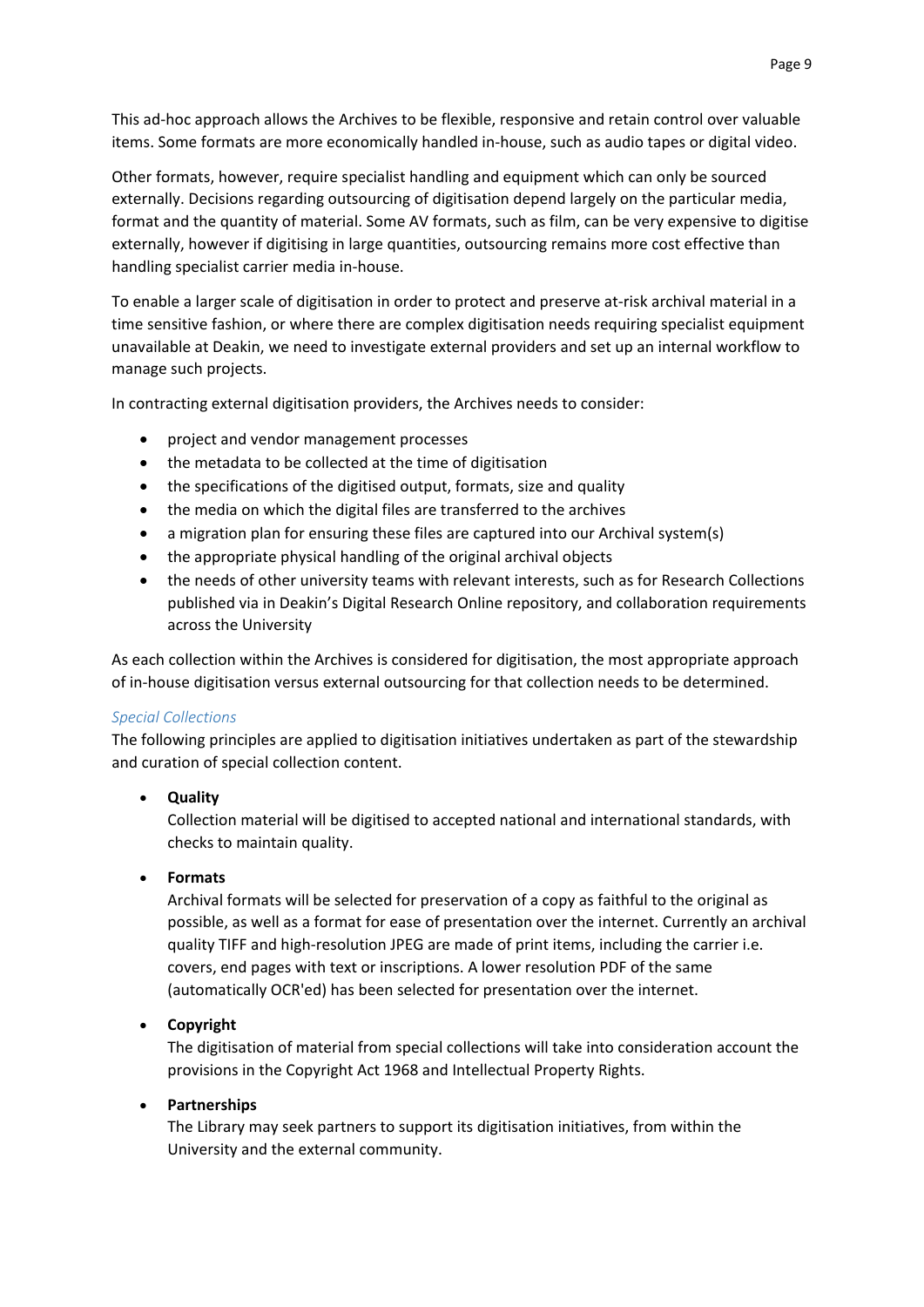This ad-hoc approach allows the Archives to be flexible, responsive and retain control over valuable items. Some formats are more economically handled in-house, such as audio tapes or digital video.

Other formats, however, require specialist handling and equipment which can only be sourced externally. Decisions regarding outsourcing of digitisation depend largely on the particular media, format and the quantity of material. Some AV formats, such as film, can be very expensive to digitise externally, however if digitising in large quantities, outsourcing remains more cost effective than handling specialist carrier media in-house.

To enable a larger scale of digitisation in order to protect and preserve at-risk archival material in a time sensitive fashion, or where there are complex digitisation needs requiring specialist equipment unavailable at Deakin, we need to investigate external providers and set up an internal workflow to manage such projects.

In contracting external digitisation providers, the Archives needs to consider:

- project and vendor management processes
- the metadata to be collected at the time of digitisation
- the specifications of the digitised output, formats, size and quality
- the media on which the digital files are transferred to the archives
- a migration plan for ensuring these files are captured into our Archival system(s)
- the appropriate physical handling of the original archival objects
- the needs of other university teams with relevant interests, such as for Research Collections published via in Deakin's Digital Research Online repository, and collaboration requirements across the University

As each collection within the Archives is considered for digitisation, the most appropriate approach of in-house digitisation versus external outsourcing for that collection needs to be determined.

### *Special Collections*

The following principles are applied to digitisation initiatives undertaken as part of the stewardship and curation of special collection content.

- **Quality**
  Collection material will be digitised to accepted national and international standards, with checks to maintain quality.

- **Formats**
  Archival formats will be selected for preservation of a copy as faithful to the original as possible, as well as a format for ease of presentation over the internet. Currently an archival quality TIFF and high-resolution JPEG are made of print items, including the carrier i.e. covers, end pages with text or inscriptions. A lower resolution PDF of the same (automatically OCR'ed) has been selected for presentation over the internet.

- **Copyright**
  The digitisation of material from special collections will take into consideration account the provisions in the Copyright Act 1968 and Intellectual Property Rights.

- **Partnerships**
  The Library may seek partners to support its digitisation initiatives, from within the University and the external community.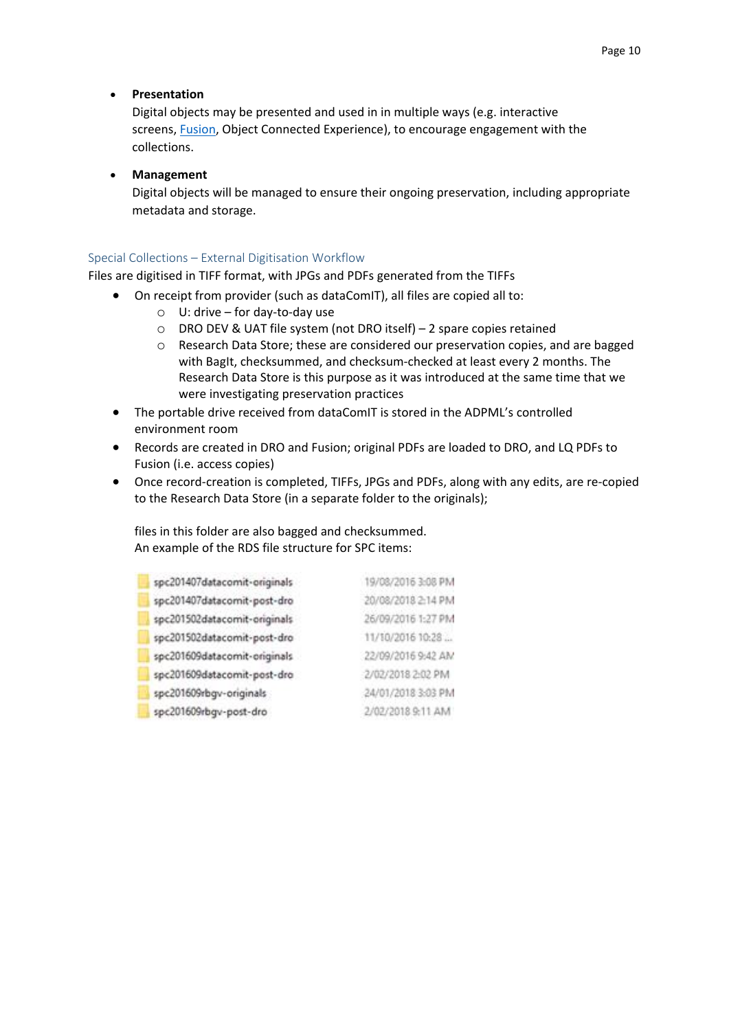- **Presentation**
  Digital objects may be presented and used in in multiple ways (e.g. interactive screens, Fusion, Object Connected Experience), to encourage engagement with the collections.

- **Management**
  Digital objects will be managed to ensure their ongoing preservation, including appropriate metadata and storage.

## Special Collections – External Digitisation Workflow

Files are digitised in TIFF format, with JPGs and PDFs generated from the TIFFs

- On receipt from provider (such as dataComIT), all files are copied all to:
  - U: drive – for day-to-day use
  - DRO DEV & UAT file system (not DRO itself) – 2 spare copies retained
  - Research Data Store; these are considered our preservation copies, and are bagged with BagIt, checksummed, and checksum-checked at least every 2 months. The Research Data Store is this purpose as it was introduced at the same time that we were investigating preservation practices
- The portable drive received from dataComIT is stored in the ADPML's controlled environment room
- Records are created in DRO and Fusion; original PDFs are loaded to DRO, and LQ PDFs to Fusion (i.e. access copies)
- Once record-creation is completed, TIFFs, JPGs and PDFs, along with any edits, are re-copied to the Research Data Store (in a separate folder to the originals);

  files in this folder are also bagged and checksummed.
  An example of the RDS file structure for SPC items:

| | |
|---|---|
| spc201407datacomit-originals | 19/08/2016 3:08 PM |
| spc201407datacomit-post-dro | 20/08/2018 2:14 PM |
| spc201502datacomit-originals | 26/09/2016 1:27 PM |
| spc201502datacomit-post-dro | 11/10/2016 10:28 ... |
| spc201609datacomit-originals | 22/09/2016 9:42 AM |
| spc201609datacomit-post-dro | 2/02/2018 2:02 PM |
| spc201609rbgv-originals | 24/01/2018 3:03 PM |
| spc201609rbgv-post-dro | 2/02/2018 9:11 AM |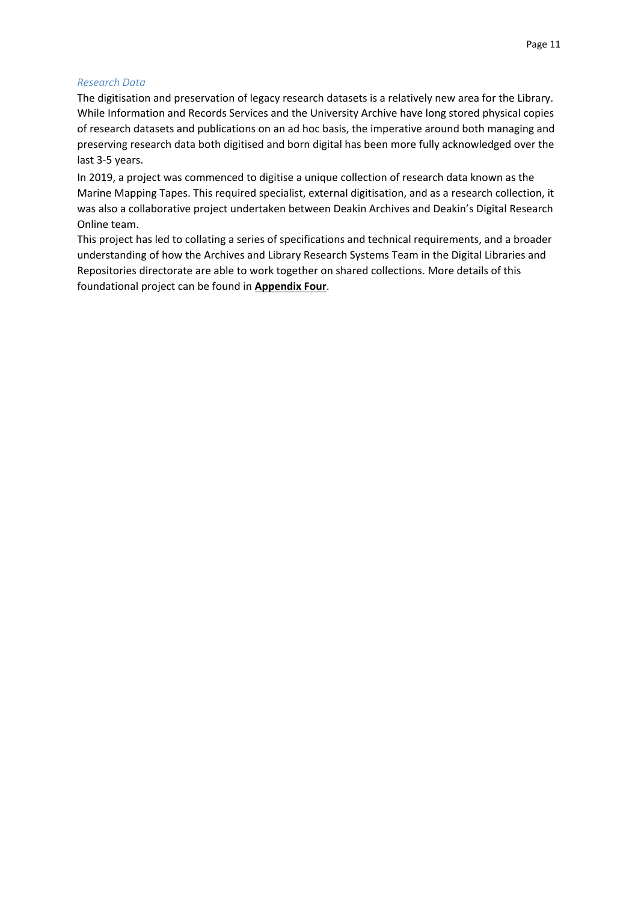### *Research Data*

The digitisation and preservation of legacy research datasets is a relatively new area for the Library. While Information and Records Services and the University Archive have long stored physical copies of research datasets and publications on an ad hoc basis, the imperative around both managing and preserving research data both digitised and born digital has been more fully acknowledged over the last 3-5 years.

In 2019, a project was commenced to digitise a unique collection of research data known as the Marine Mapping Tapes. This required specialist, external digitisation, and as a research collection, it was also a collaborative project undertaken between Deakin Archives and Deakin's Digital Research Online team.

This project has led to collating a series of specifications and technical requirements, and a broader understanding of how the Archives and Library Research Systems Team in the Digital Libraries and Repositories directorate are able to work together on shared collections. More details of this foundational project can be found in **Appendix Four**.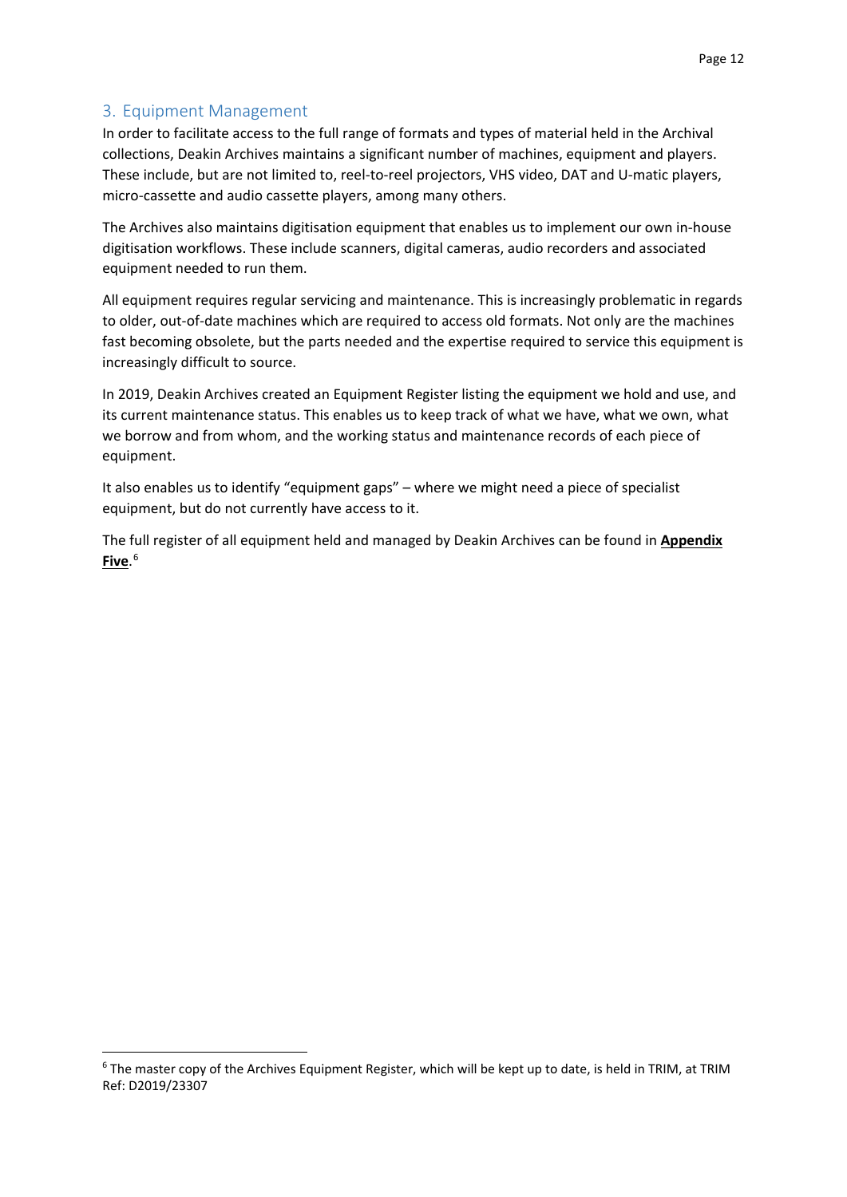## 3. Equipment Management

In order to facilitate access to the full range of formats and types of material held in the Archival collections, Deakin Archives maintains a significant number of machines, equipment and players. These include, but are not limited to, reel-to-reel projectors, VHS video, DAT and U-matic players, micro-cassette and audio cassette players, among many others.

The Archives also maintains digitisation equipment that enables us to implement our own in-house digitisation workflows. These include scanners, digital cameras, audio recorders and associated equipment needed to run them.

All equipment requires regular servicing and maintenance. This is increasingly problematic in regards to older, out-of-date machines which are required to access old formats. Not only are the machines fast becoming obsolete, but the parts needed and the expertise required to service this equipment is increasingly difficult to source.

In 2019, Deakin Archives created an Equipment Register listing the equipment we hold and use, and its current maintenance status. This enables us to keep track of what we have, what we own, what we borrow and from whom, and the working status and maintenance records of each piece of equipment.

It also enables us to identify "equipment gaps" – where we might need a piece of specialist equipment, but do not currently have access to it.

The full register of all equipment held and managed by Deakin Archives can be found in **Appendix Five**.[6]

---

[6] The master copy of the Archives Equipment Register, which will be kept up to date, is held in TRIM, at TRIM Ref: D2019/23307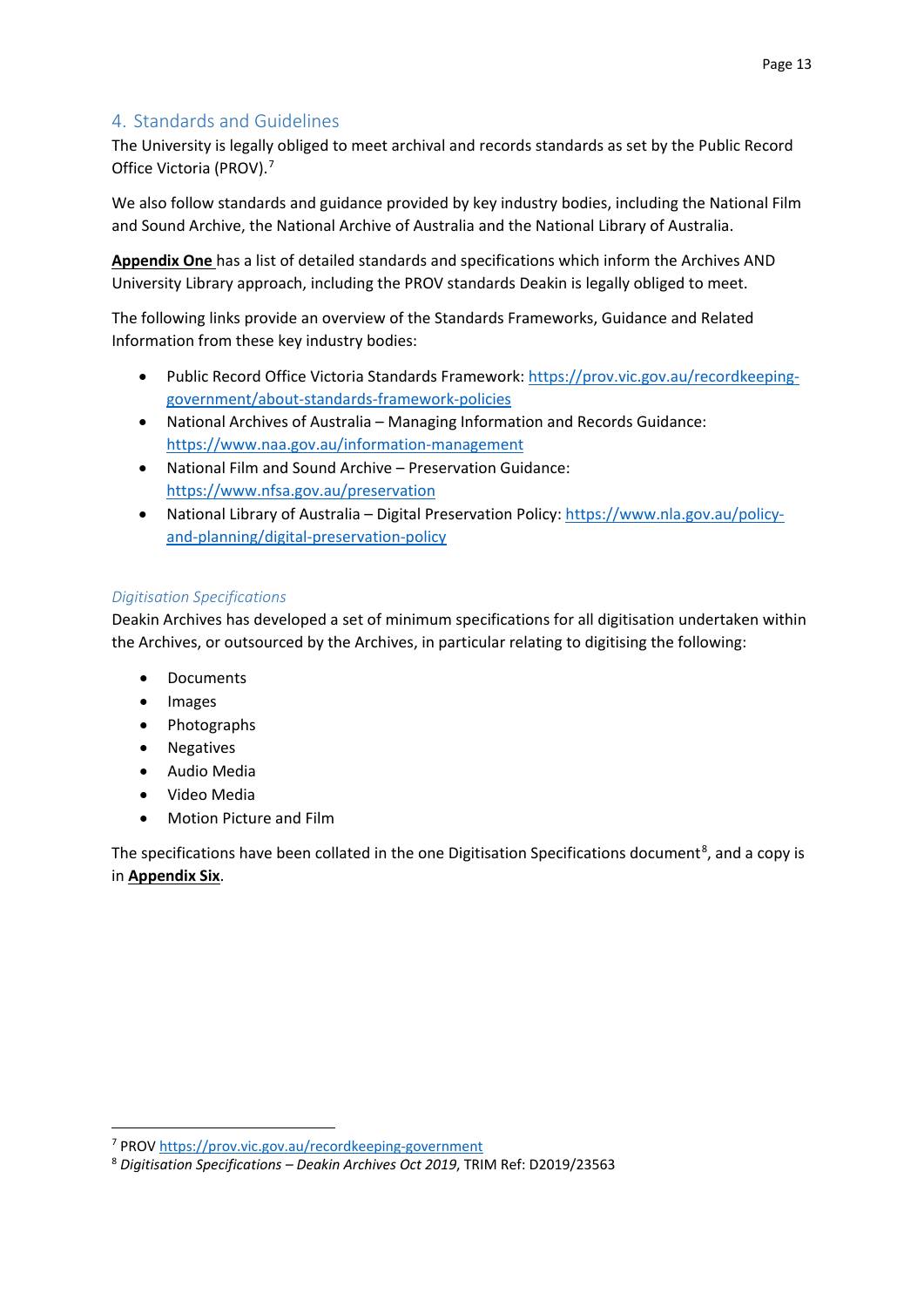## 4. Standards and Guidelines

The University is legally obliged to meet archival and records standards as set by the Public Record Office Victoria (PROV).[7]

We also follow standards and guidance provided by key industry bodies, including the National Film and Sound Archive, the National Archive of Australia and the National Library of Australia.

**Appendix One** has a list of detailed standards and specifications which inform the Archives AND University Library approach, including the PROV standards Deakin is legally obliged to meet.

The following links provide an overview of the Standards Frameworks, Guidance and Related Information from these key industry bodies:

- Public Record Office Victoria Standards Framework: https://prov.vic.gov.au/recordkeeping-government/about-standards-framework-policies
- National Archives of Australia – Managing Information and Records Guidance: https://www.naa.gov.au/information-management
- National Film and Sound Archive – Preservation Guidance: https://www.nfsa.gov.au/preservation
- National Library of Australia – Digital Preservation Policy: https://www.nla.gov.au/policy-and-planning/digital-preservation-policy

### *Digitisation Specifications*

Deakin Archives has developed a set of minimum specifications for all digitisation undertaken within the Archives, or outsourced by the Archives, in particular relating to digitising the following:

- Documents
- Images
- Photographs
- Negatives
- Audio Media
- Video Media
- Motion Picture and Film

The specifications have been collated in the one Digitisation Specifications document[8], and a copy is in **Appendix Six**.

---

[7] PROV https://prov.vic.gov.au/recordkeeping-government

[8] *Digitisation Specifications – Deakin Archives Oct 2019*, TRIM Ref: D2019/23563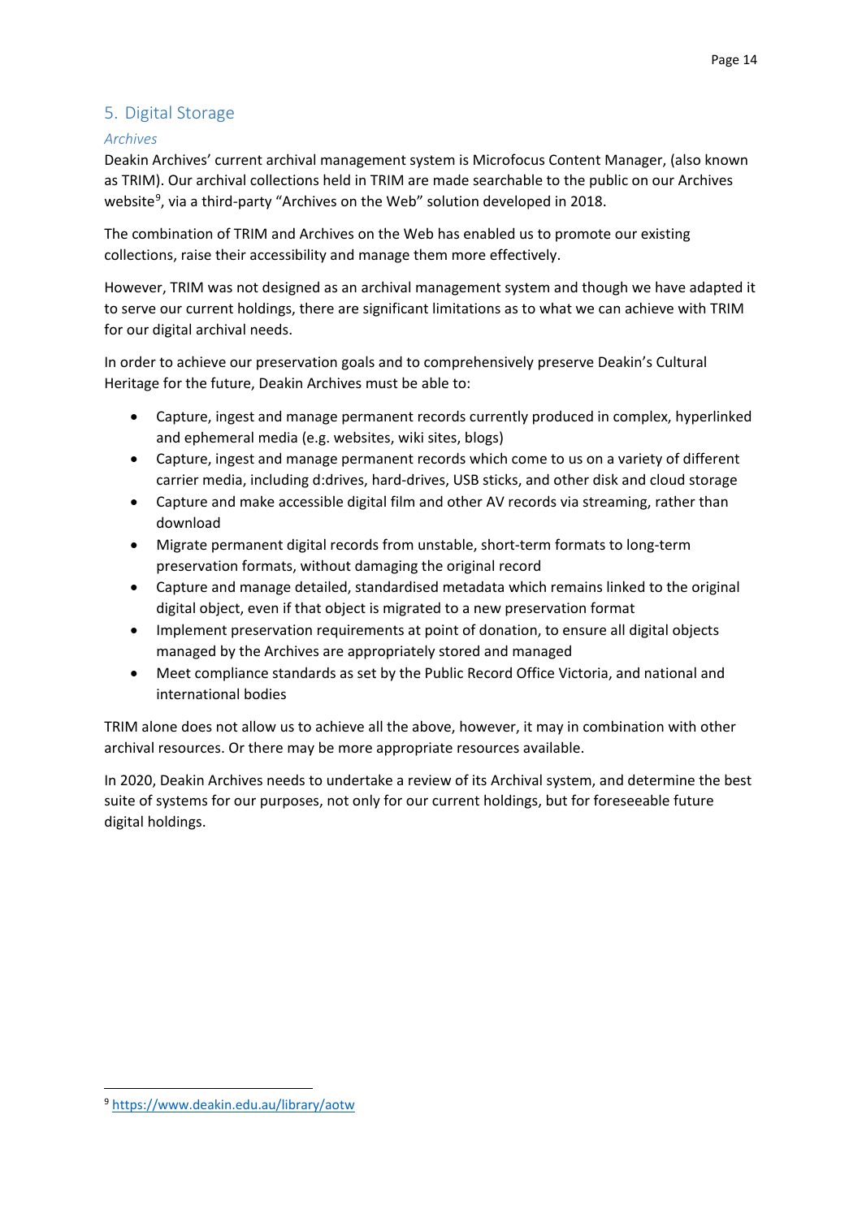## 5. Digital Storage

### *Archives*

Deakin Archives' current archival management system is Microfocus Content Manager, (also known as TRIM). Our archival collections held in TRIM are made searchable to the public on our Archives website[9], via a third-party "Archives on the Web" solution developed in 2018.

The combination of TRIM and Archives on the Web has enabled us to promote our existing collections, raise their accessibility and manage them more effectively.

However, TRIM was not designed as an archival management system and though we have adapted it to serve our current holdings, there are significant limitations as to what we can achieve with TRIM for our digital archival needs.

In order to achieve our preservation goals and to comprehensively preserve Deakin's Cultural Heritage for the future, Deakin Archives must be able to:

- Capture, ingest and manage permanent records currently produced in complex, hyperlinked and ephemeral media (e.g. websites, wiki sites, blogs)
- Capture, ingest and manage permanent records which come to us on a variety of different carrier media, including d:drives, hard-drives, USB sticks, and other disk and cloud storage
- Capture and make accessible digital film and other AV records via streaming, rather than download
- Migrate permanent digital records from unstable, short-term formats to long-term preservation formats, without damaging the original record
- Capture and manage detailed, standardised metadata which remains linked to the original digital object, even if that object is migrated to a new preservation format
- Implement preservation requirements at point of donation, to ensure all digital objects managed by the Archives are appropriately stored and managed
- Meet compliance standards as set by the Public Record Office Victoria, and national and international bodies

TRIM alone does not allow us to achieve all the above, however, it may in combination with other archival resources. Or there may be more appropriate resources available.

In 2020, Deakin Archives needs to undertake a review of its Archival system, and determine the best suite of systems for our purposes, not only for our current holdings, but for foreseeable future digital holdings.

---

[9] https://www.deakin.edu.au/library/aotw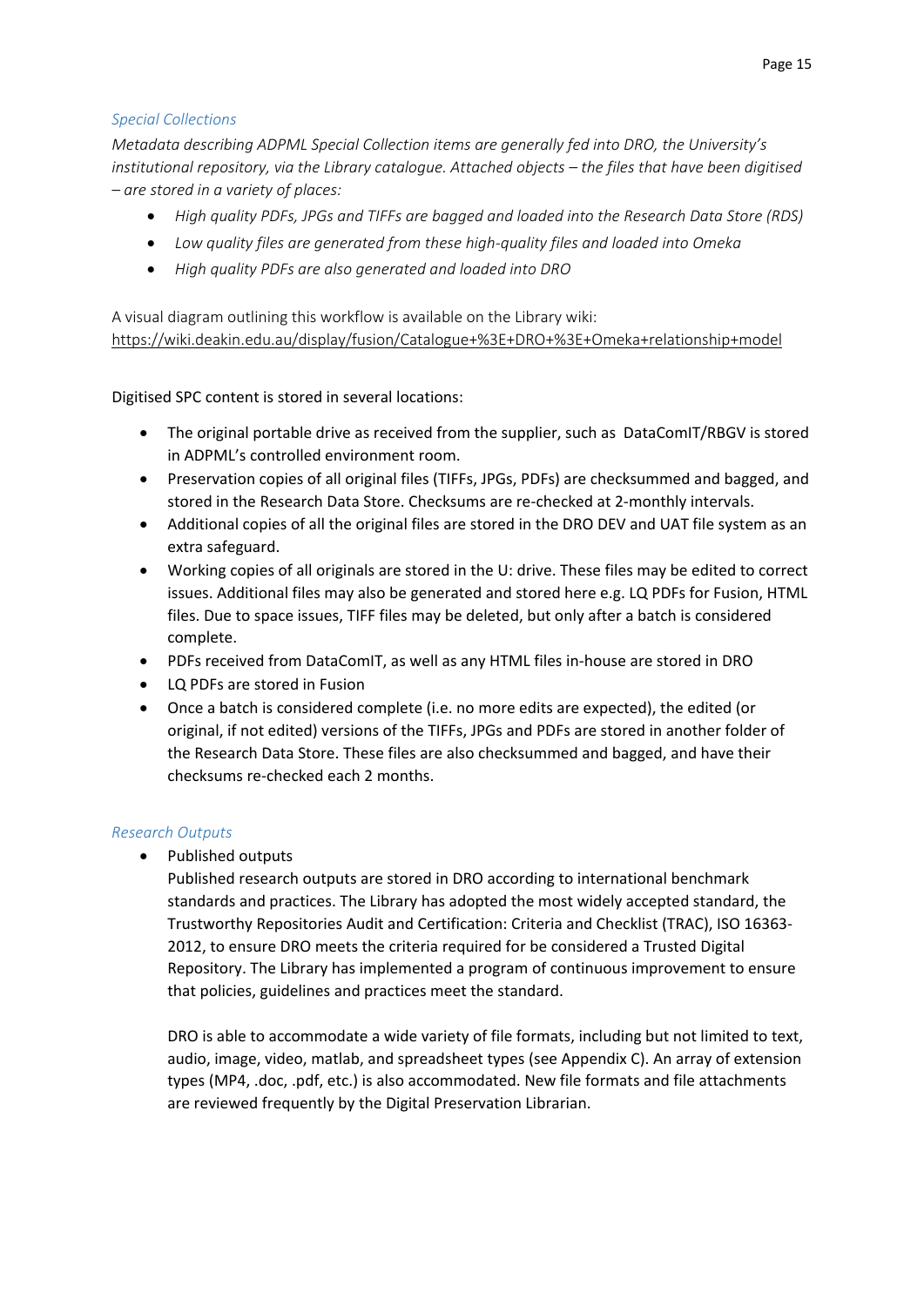### *Special Collections*

*Metadata describing ADPML Special Collection items are generally fed into DRO, the University's institutional repository, via the Library catalogue. Attached objects – the files that have been digitised – are stored in a variety of places:*

- *High quality PDFs, JPGs and TIFFs are bagged and loaded into the Research Data Store (RDS)*
- *Low quality files are generated from these high-quality files and loaded into Omeka*
- *High quality PDFs are also generated and loaded into DRO*

A visual diagram outlining this workflow is available on the Library wiki:
https://wiki.deakin.edu.au/display/fusion/Catalogue+%3E+DRO+%3E+Omeka+relationship+model

Digitised SPC content is stored in several locations:

- The original portable drive as received from the supplier, such as DataComIT/RBGV is stored in ADPML's controlled environment room.
- Preservation copies of all original files (TIFFs, JPGs, PDFs) are checksummed and bagged, and stored in the Research Data Store. Checksums are re-checked at 2-monthly intervals.
- Additional copies of all the original files are stored in the DRO DEV and UAT file system as an extra safeguard.
- Working copies of all originals are stored in the U: drive. These files may be edited to correct issues. Additional files may also be generated and stored here e.g. LQ PDFs for Fusion, HTML files. Due to space issues, TIFF files may be deleted, but only after a batch is considered complete.
- PDFs received from DataComIT, as well as any HTML files in-house are stored in DRO
- LQ PDFs are stored in Fusion
- Once a batch is considered complete (i.e. no more edits are expected), the edited (or original, if not edited) versions of the TIFFs, JPGs and PDFs are stored in another folder of the Research Data Store. These files are also checksummed and bagged, and have their checksums re-checked each 2 months.

### *Research Outputs*

- Published outputs

  Published research outputs are stored in DRO according to international benchmark standards and practices. The Library has adopted the most widely accepted standard, the Trustworthy Repositories Audit and Certification: Criteria and Checklist (TRAC), ISO 16363-2012, to ensure DRO meets the criteria required for be considered a Trusted Digital Repository. The Library has implemented a program of continuous improvement to ensure that policies, guidelines and practices meet the standard.

  DRO is able to accommodate a wide variety of file formats, including but not limited to text, audio, image, video, matlab, and spreadsheet types (see Appendix C). An array of extension types (MP4, .doc, .pdf, etc.) is also accommodated. New file formats and file attachments are reviewed frequently by the Digital Preservation Librarian.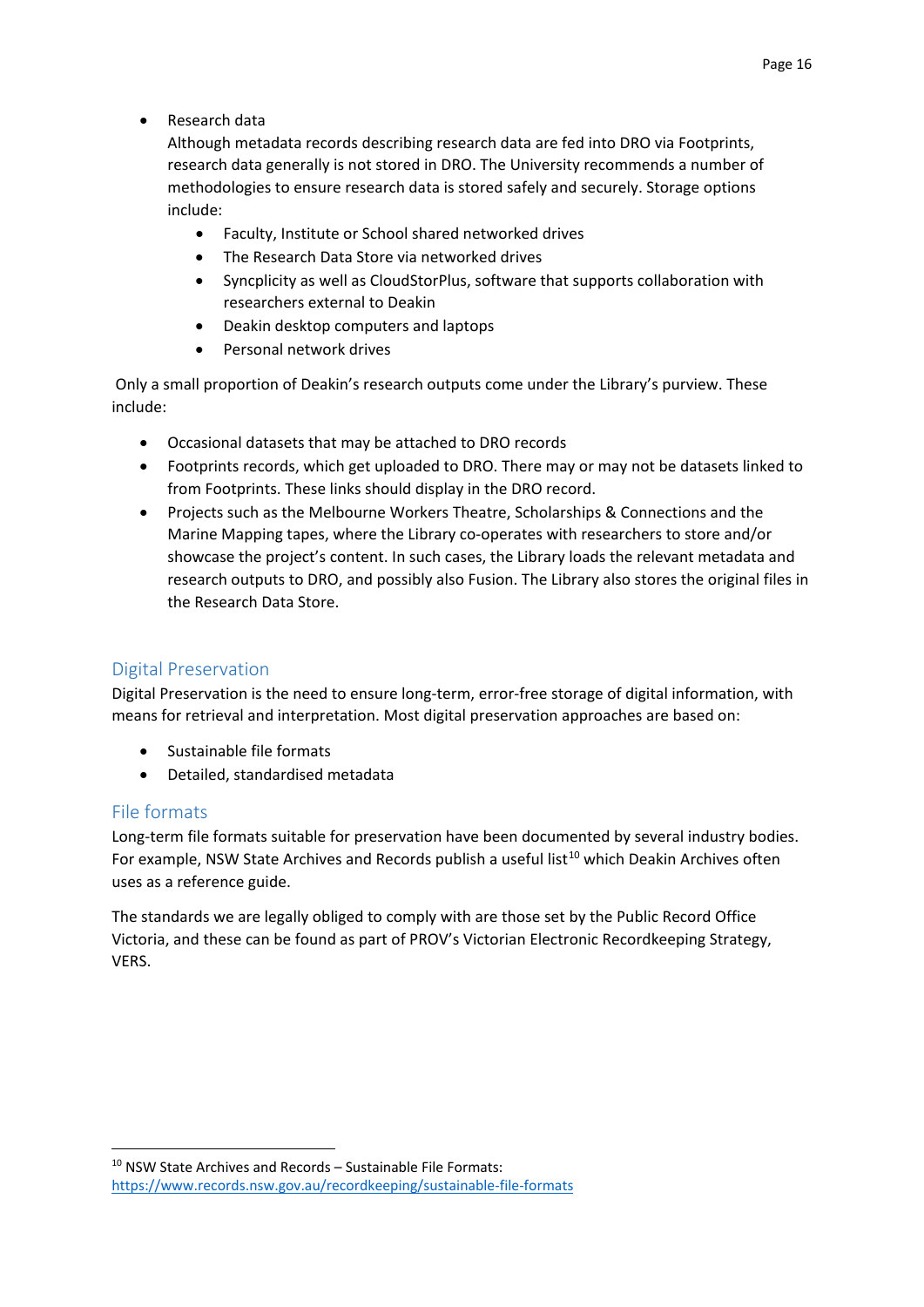- Research data

  Although metadata records describing research data are fed into DRO via Footprints, research data generally is not stored in DRO. The University recommends a number of methodologies to ensure research data is stored safely and securely. Storage options include:
  - Faculty, Institute or School shared networked drives
  - The Research Data Store via networked drives
  - Syncplicity as well as CloudStorPlus, software that supports collaboration with researchers external to Deakin
  - Deakin desktop computers and laptops
  - Personal network drives

Only a small proportion of Deakin's research outputs come under the Library's purview. These include:

- Occasional datasets that may be attached to DRO records
- Footprints records, which get uploaded to DRO. There may or may not be datasets linked to from Footprints. These links should display in the DRO record.
- Projects such as the Melbourne Workers Theatre, Scholarships & Connections and the Marine Mapping tapes, where the Library co-operates with researchers to store and/or showcase the project's content. In such cases, the Library loads the relevant metadata and research outputs to DRO, and possibly also Fusion. The Library also stores the original files in the Research Data Store.

## Digital Preservation

Digital Preservation is the need to ensure long-term, error-free storage of digital information, with means for retrieval and interpretation. Most digital preservation approaches are based on:

- Sustainable file formats
- Detailed, standardised metadata

## File formats

Long-term file formats suitable for preservation have been documented by several industry bodies. For example, NSW State Archives and Records publish a useful list[10] which Deakin Archives often uses as a reference guide.

The standards we are legally obliged to comply with are those set by the Public Record Office Victoria, and these can be found as part of PROV's Victorian Electronic Recordkeeping Strategy, VERS.

[10] NSW State Archives and Records – Sustainable File Formats: https://www.records.nsw.gov.au/recordkeeping/sustainable-file-formats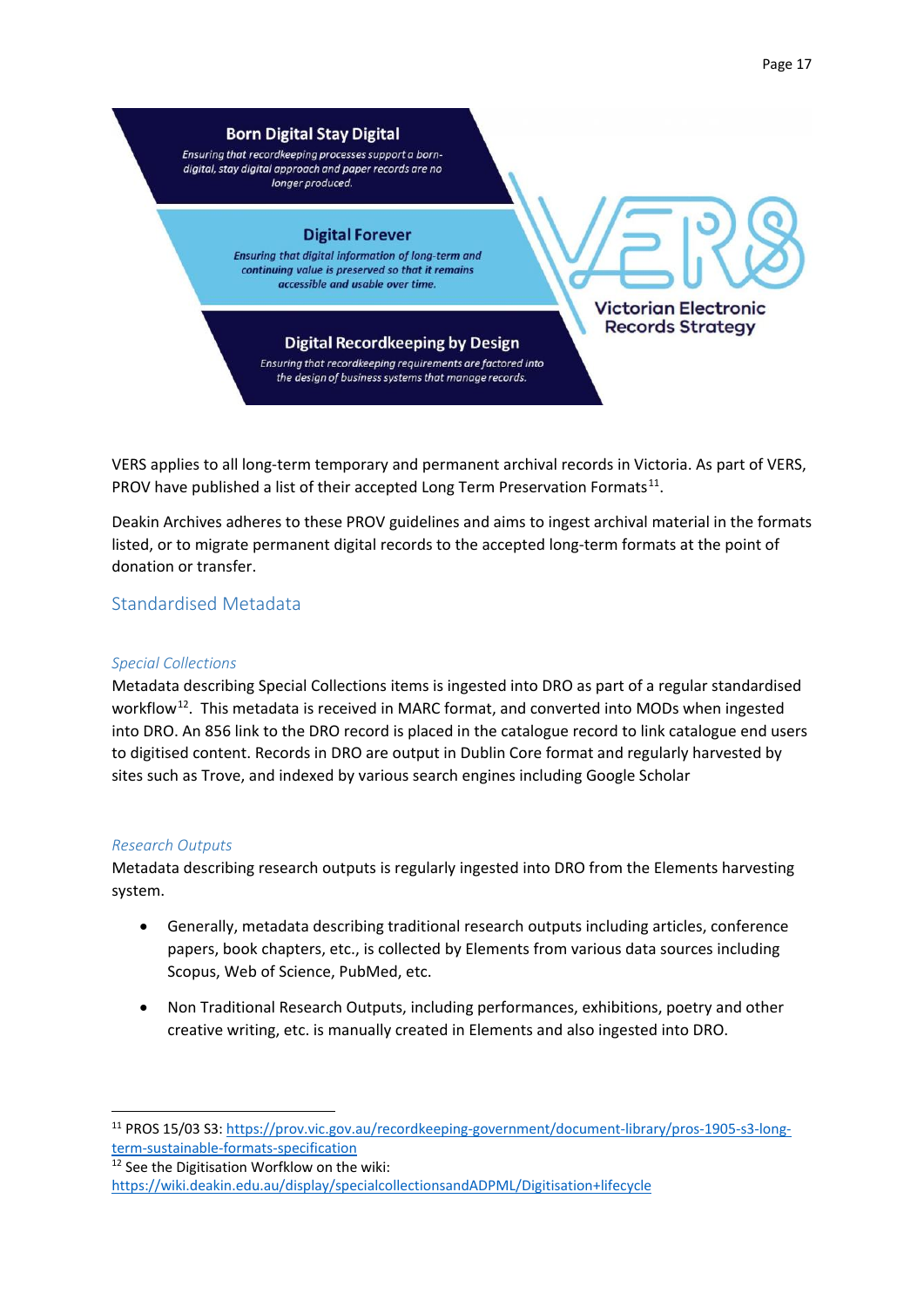**Born Digital Stay Digital**

*Ensuring that recordkeeping processes support a born-digital, stay digital approach and paper records are no longer produced.*

**Digital Forever**

*Ensuring that digital information of long-term and continuing value is preserved so that it remains accessible and usable over time.*

**Digital Recordkeeping by Design**

*Ensuring that recordkeeping requirements are factored into the design of business systems that manage records.*

VERS

Victorian Electronic Records Strategy

VERS applies to all long-term temporary and permanent archival records in Victoria. As part of VERS, PROV have published a list of their accepted Long Term Preservation Formats[11].

Deakin Archives adheres to these PROV guidelines and aims to ingest archival material in the formats listed, or to migrate permanent digital records to the accepted long-term formats at the point of donation or transfer.

## Standardised Metadata

### *Special Collections*

Metadata describing Special Collections items is ingested into DRO as part of a regular standardised workflow[12]. This metadata is received in MARC format, and converted into MODs when ingested into DRO. An 856 link to the DRO record is placed in the catalogue record to link catalogue end users to digitised content. Records in DRO are output in Dublin Core format and regularly harvested by sites such as Trove, and indexed by various search engines including Google Scholar

### *Research Outputs*

Metadata describing research outputs is regularly ingested into DRO from the Elements harvesting system.

- Generally, metadata describing traditional research outputs including articles, conference papers, book chapters, etc., is collected by Elements from various data sources including Scopus, Web of Science, PubMed, etc.
- Non Traditional Research Outputs, including performances, exhibitions, poetry and other creative writing, etc. is manually created in Elements and also ingested into DRO.

---

[11] PROS 15/03 S3: https://prov.vic.gov.au/recordkeeping-government/document-library/pros-1905-s3-long-term-sustainable-formats-specification

[12] See the Digitisation Worfklow on the wiki: https://wiki.deakin.edu.au/display/specialcollectionsandADPML/Digitisation+lifecycle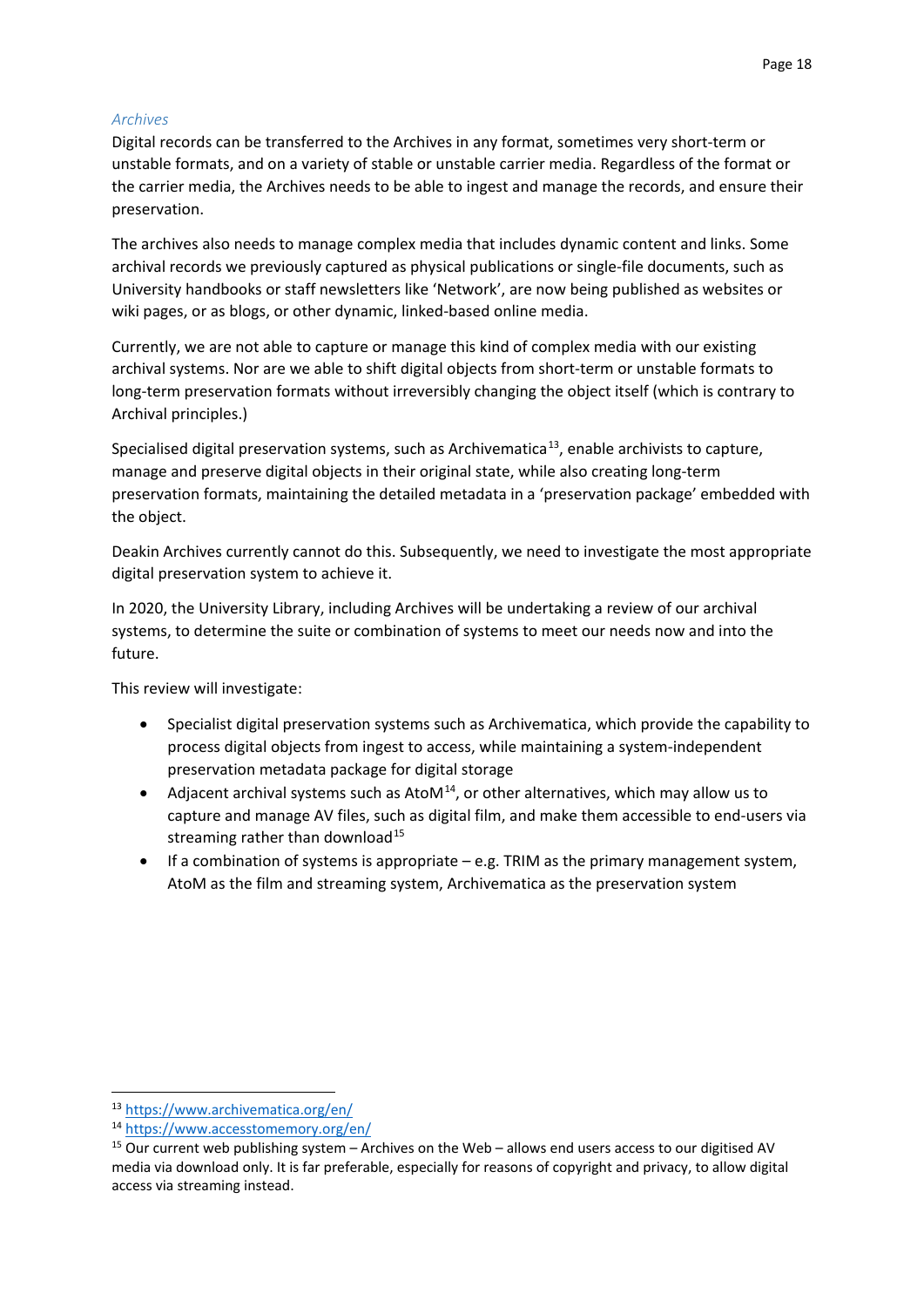### *Archives*

Digital records can be transferred to the Archives in any format, sometimes very short-term or unstable formats, and on a variety of stable or unstable carrier media. Regardless of the format or the carrier media, the Archives needs to be able to ingest and manage the records, and ensure their preservation.

The archives also needs to manage complex media that includes dynamic content and links. Some archival records we previously captured as physical publications or single-file documents, such as University handbooks or staff newsletters like 'Network', are now being published as websites or wiki pages, or as blogs, or other dynamic, linked-based online media.

Currently, we are not able to capture or manage this kind of complex media with our existing archival systems. Nor are we able to shift digital objects from short-term or unstable formats to long-term preservation formats without irreversibly changing the object itself (which is contrary to Archival principles.)

Specialised digital preservation systems, such as Archivematica[13], enable archivists to capture, manage and preserve digital objects in their original state, while also creating long-term preservation formats, maintaining the detailed metadata in a 'preservation package' embedded with the object.

Deakin Archives currently cannot do this. Subsequently, we need to investigate the most appropriate digital preservation system to achieve it.

In 2020, the University Library, including Archives will be undertaking a review of our archival systems, to determine the suite or combination of systems to meet our needs now and into the future.

This review will investigate:

- Specialist digital preservation systems such as Archivematica, which provide the capability to process digital objects from ingest to access, while maintaining a system-independent preservation metadata package for digital storage
- Adjacent archival systems such as AtoM[14], or other alternatives, which may allow us to capture and manage AV files, such as digital film, and make them accessible to end-users via streaming rather than download[15]
- If a combination of systems is appropriate – e.g. TRIM as the primary management system, AtoM as the film and streaming system, Archivematica as the preservation system

---

[13] https://www.archivematica.org/en/

[14] https://www.accesstomemory.org/en/

[15] Our current web publishing system – Archives on the Web – allows end users access to our digitised AV media via download only. It is far preferable, especially for reasons of copyright and privacy, to allow digital access via streaming instead.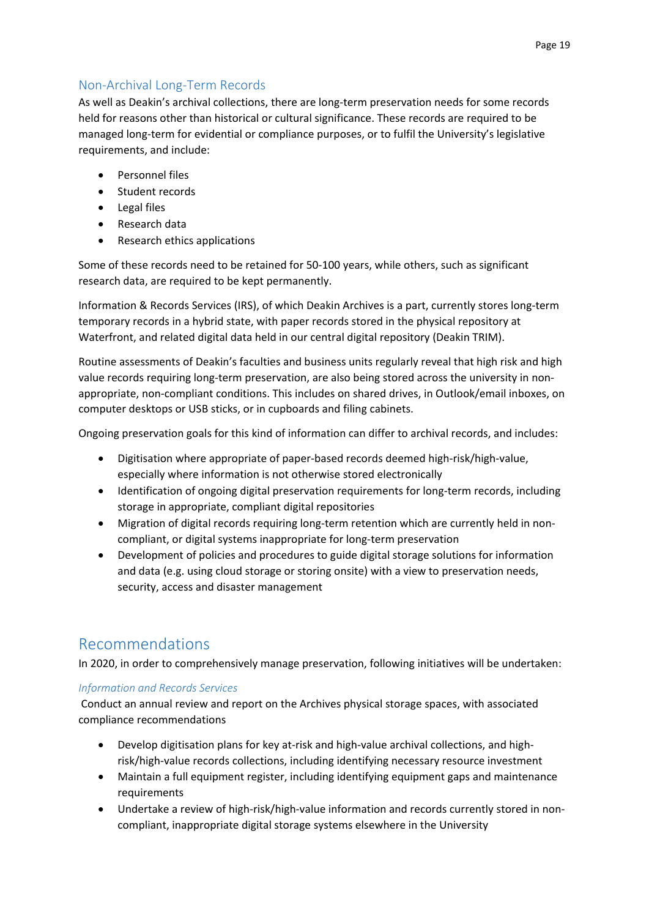## Non-Archival Long-Term Records

As well as Deakin's archival collections, there are long-term preservation needs for some records held for reasons other than historical or cultural significance. These records are required to be managed long-term for evidential or compliance purposes, or to fulfil the University's legislative requirements, and include:

- Personnel files
- Student records
- Legal files
- Research data
- Research ethics applications

Some of these records need to be retained for 50-100 years, while others, such as significant research data, are required to be kept permanently.

Information & Records Services (IRS), of which Deakin Archives is a part, currently stores long-term temporary records in a hybrid state, with paper records stored in the physical repository at Waterfront, and related digital data held in our central digital repository (Deakin TRIM).

Routine assessments of Deakin's faculties and business units regularly reveal that high risk and high value records requiring long-term preservation, are also being stored across the university in non-appropriate, non-compliant conditions. This includes on shared drives, in Outlook/email inboxes, on computer desktops or USB sticks, or in cupboards and filing cabinets.

Ongoing preservation goals for this kind of information can differ to archival records, and includes:

- Digitisation where appropriate of paper-based records deemed high-risk/high-value, especially where information is not otherwise stored electronically
- Identification of ongoing digital preservation requirements for long-term records, including storage in appropriate, compliant digital repositories
- Migration of digital records requiring long-term retention which are currently held in non-compliant, or digital systems inappropriate for long-term preservation
- Development of policies and procedures to guide digital storage solutions for information and data (e.g. using cloud storage or storing onsite) with a view to preservation needs, security, access and disaster management

# Recommendations

In 2020, in order to comprehensively manage preservation, following initiatives will be undertaken:

### *Information and Records Services*

Conduct an annual review and report on the Archives physical storage spaces, with associated compliance recommendations

- Develop digitisation plans for key at-risk and high-value archival collections, and high-risk/high-value records collections, including identifying necessary resource investment
- Maintain a full equipment register, including identifying equipment gaps and maintenance requirements
- Undertake a review of high-risk/high-value information and records currently stored in non-compliant, inappropriate digital storage systems elsewhere in the University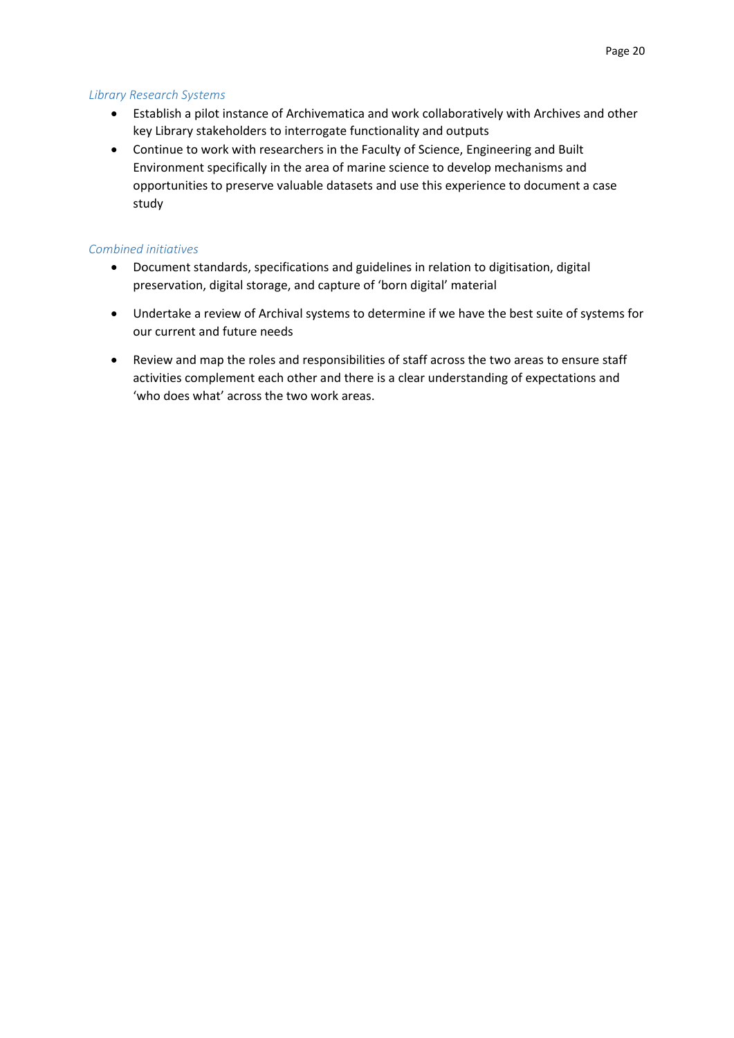*Library Research Systems*

- Establish a pilot instance of Archivematica and work collaboratively with Archives and other key Library stakeholders to interrogate functionality and outputs
- Continue to work with researchers in the Faculty of Science, Engineering and Built Environment specifically in the area of marine science to develop mechanisms and opportunities to preserve valuable datasets and use this experience to document a case study

*Combined initiatives*

- Document standards, specifications and guidelines in relation to digitisation, digital preservation, digital storage, and capture of 'born digital' material
- Undertake a review of Archival systems to determine if we have the best suite of systems for our current and future needs
- Review and map the roles and responsibilities of staff across the two areas to ensure staff activities complement each other and there is a clear understanding of expectations and 'who does what' across the two work areas.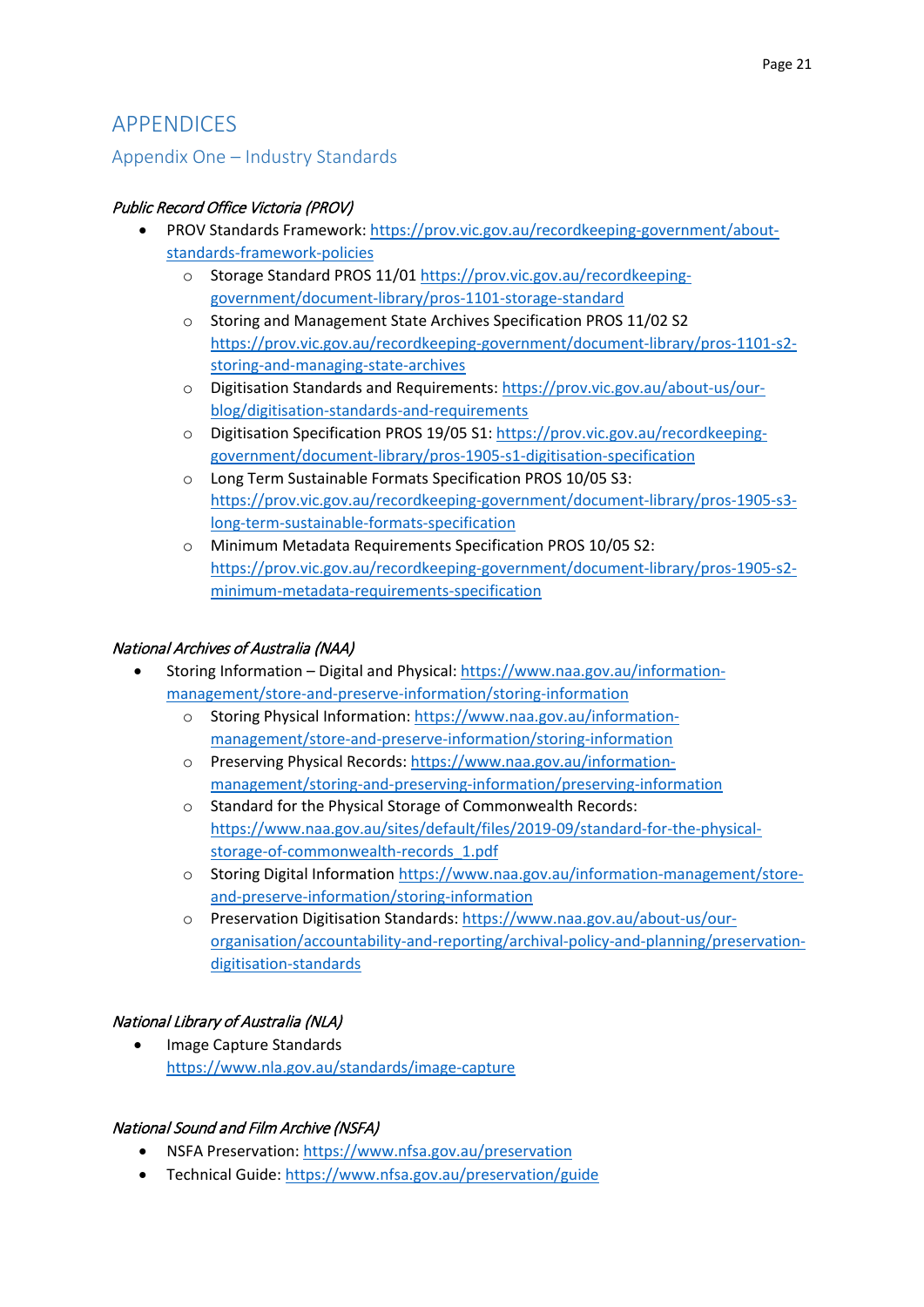# APPENDICES

## Appendix One – Industry Standards

*Public Record Office Victoria (PROV)*

- PROV Standards Framework: https://prov.vic.gov.au/recordkeeping-government/about-standards-framework-policies
    - Storage Standard PROS 11/01 https://prov.vic.gov.au/recordkeeping-government/document-library/pros-1101-storage-standard
    - Storing and Management State Archives Specification PROS 11/02 S2 https://prov.vic.gov.au/recordkeeping-government/document-library/pros-1101-s2-storing-and-managing-state-archives
    - Digitisation Standards and Requirements: https://prov.vic.gov.au/about-us/our-blog/digitisation-standards-and-requirements
    - Digitisation Specification PROS 19/05 S1: https://prov.vic.gov.au/recordkeeping-government/document-library/pros-1905-s1-digitisation-specification
    - Long Term Sustainable Formats Specification PROS 10/05 S3: https://prov.vic.gov.au/recordkeeping-government/document-library/pros-1905-s3-long-term-sustainable-formats-specification
    - Minimum Metadata Requirements Specification PROS 10/05 S2: https://prov.vic.gov.au/recordkeeping-government/document-library/pros-1905-s2-minimum-metadata-requirements-specification

*National Archives of Australia (NAA)*

- Storing Information – Digital and Physical: https://www.naa.gov.au/information-management/store-and-preserve-information/storing-information
    - Storing Physical Information: https://www.naa.gov.au/information-management/store-and-preserve-information/storing-information
    - Preserving Physical Records: https://www.naa.gov.au/information-management/storing-and-preserving-information/preserving-information
    - Standard for the Physical Storage of Commonwealth Records: https://www.naa.gov.au/sites/default/files/2019-09/standard-for-the-physical-storage-of-commonwealth-records_1.pdf
    - Storing Digital Information https://www.naa.gov.au/information-management/store-and-preserve-information/storing-information
    - Preservation Digitisation Standards: https://www.naa.gov.au/about-us/our-organisation/accountability-and-reporting/archival-policy-and-planning/preservation-digitisation-standards

*National Library of Australia (NLA)*

- Image Capture Standards https://www.nla.gov.au/standards/image-capture

*National Sound and Film Archive (NSFA)*

- NSFA Preservation: https://www.nfsa.gov.au/preservation
- Technical Guide: https://www.nfsa.gov.au/preservation/guide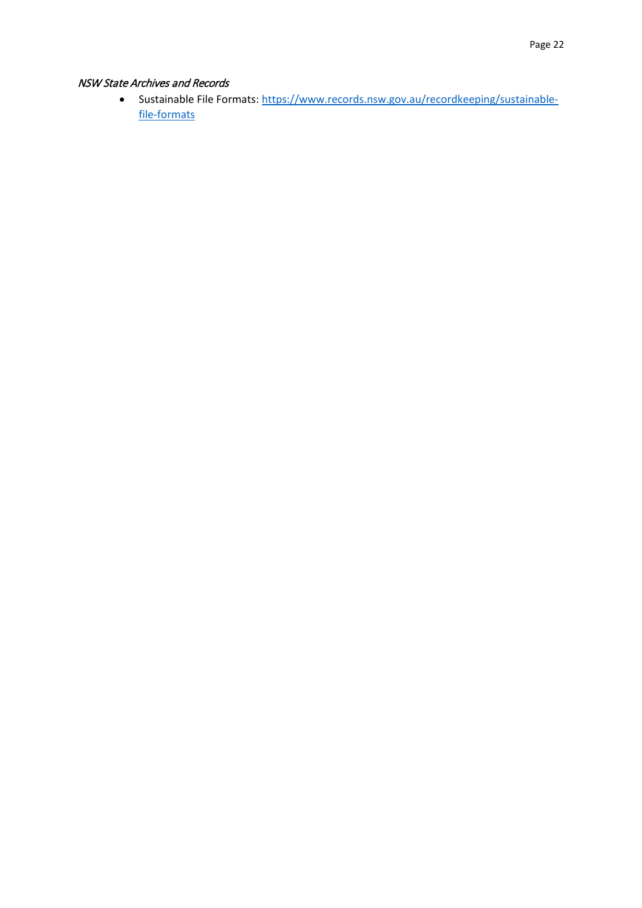*NSW State Archives and Records*

- Sustainable File Formats: [https://www.records.nsw.gov.au/recordkeeping/sustainable-file-formats](https://www.records.nsw.gov.au/recordkeeping/sustainable-file-formats)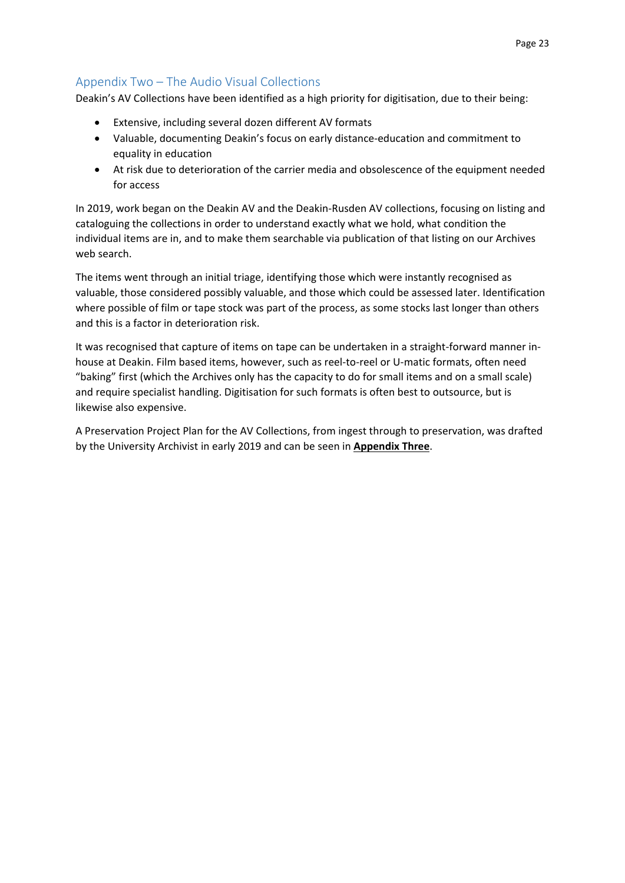## Appendix Two – The Audio Visual Collections

Deakin's AV Collections have been identified as a high priority for digitisation, due to their being:

- Extensive, including several dozen different AV formats
- Valuable, documenting Deakin's focus on early distance-education and commitment to equality in education
- At risk due to deterioration of the carrier media and obsolescence of the equipment needed for access

In 2019, work began on the Deakin AV and the Deakin-Rusden AV collections, focusing on listing and cataloguing the collections in order to understand exactly what we hold, what condition the individual items are in, and to make them searchable via publication of that listing on our Archives web search.

The items went through an initial triage, identifying those which were instantly recognised as valuable, those considered possibly valuable, and those which could be assessed later. Identification where possible of film or tape stock was part of the process, as some stocks last longer than others and this is a factor in deterioration risk.

It was recognised that capture of items on tape can be undertaken in a straight-forward manner in-house at Deakin. Film based items, however, such as reel-to-reel or U-matic formats, often need "baking" first (which the Archives only has the capacity to do for small items and on a small scale) and require specialist handling. Digitisation for such formats is often best to outsource, but is likewise also expensive.

A Preservation Project Plan for the AV Collections, from ingest through to preservation, was drafted by the University Archivist in early 2019 and can be seen in **Appendix Three**.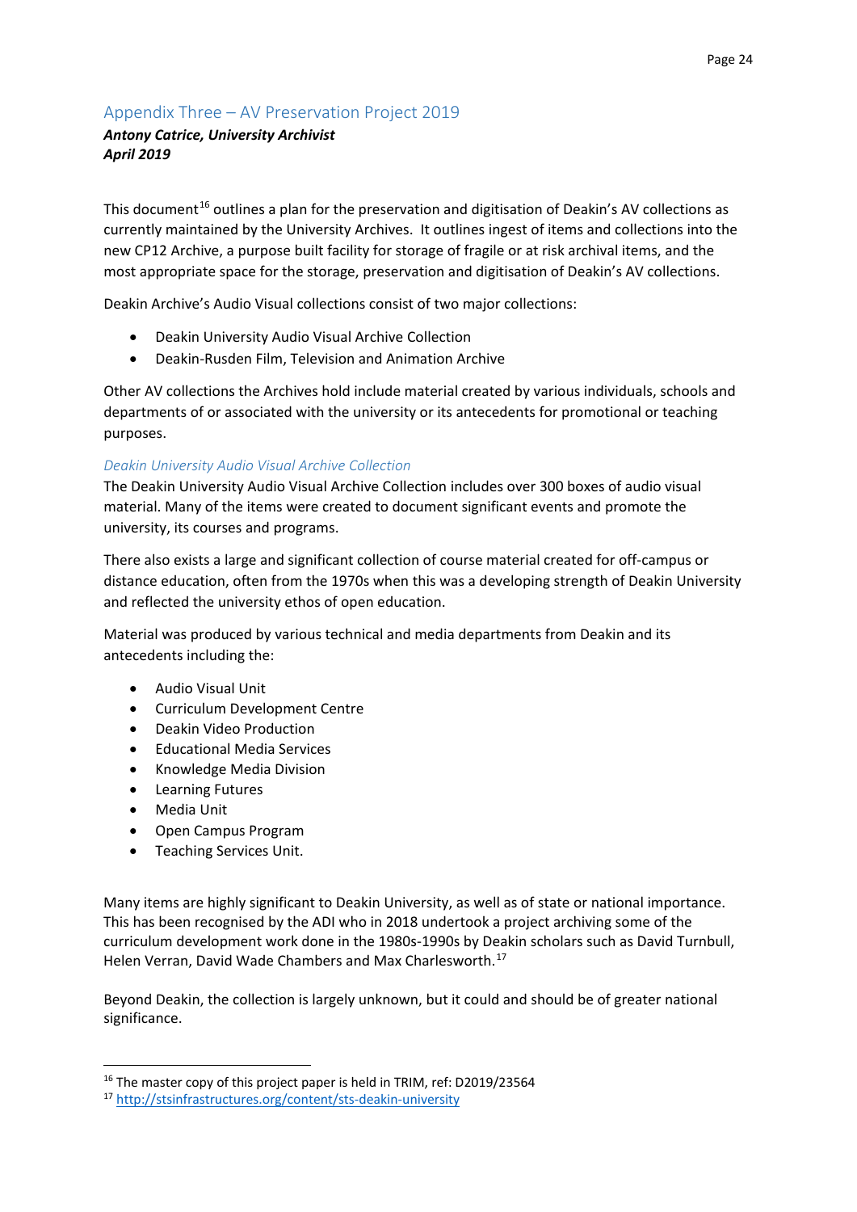## Appendix Three – AV Preservation Project 2019

***Antony Catrice, University Archivist***
***April 2019***

This document[16] outlines a plan for the preservation and digitisation of Deakin's AV collections as currently maintained by the University Archives. It outlines ingest of items and collections into the new CP12 Archive, a purpose built facility for storage of fragile or at risk archival items, and the most appropriate space for the storage, preservation and digitisation of Deakin's AV collections.

Deakin Archive's Audio Visual collections consist of two major collections:

- Deakin University Audio Visual Archive Collection
- Deakin-Rusden Film, Television and Animation Archive

Other AV collections the Archives hold include material created by various individuals, schools and departments of or associated with the university or its antecedents for promotional or teaching purposes.

### *Deakin University Audio Visual Archive Collection*

The Deakin University Audio Visual Archive Collection includes over 300 boxes of audio visual material. Many of the items were created to document significant events and promote the university, its courses and programs.

There also exists a large and significant collection of course material created for off-campus or distance education, often from the 1970s when this was a developing strength of Deakin University and reflected the university ethos of open education.

Material was produced by various technical and media departments from Deakin and its antecedents including the:

- Audio Visual Unit
- Curriculum Development Centre
- Deakin Video Production
- Educational Media Services
- Knowledge Media Division
- Learning Futures
- Media Unit
- Open Campus Program
- Teaching Services Unit.

Many items are highly significant to Deakin University, as well as of state or national importance. This has been recognised by the ADI who in 2018 undertook a project archiving some of the curriculum development work done in the 1980s-1990s by Deakin scholars such as David Turnbull, Helen Verran, David Wade Chambers and Max Charlesworth.[17]

Beyond Deakin, the collection is largely unknown, but it could and should be of greater national significance.

---

[16] The master copy of this project paper is held in TRIM, ref: D2019/23564

[17] http://stsinfrastructures.org/content/sts-deakin-university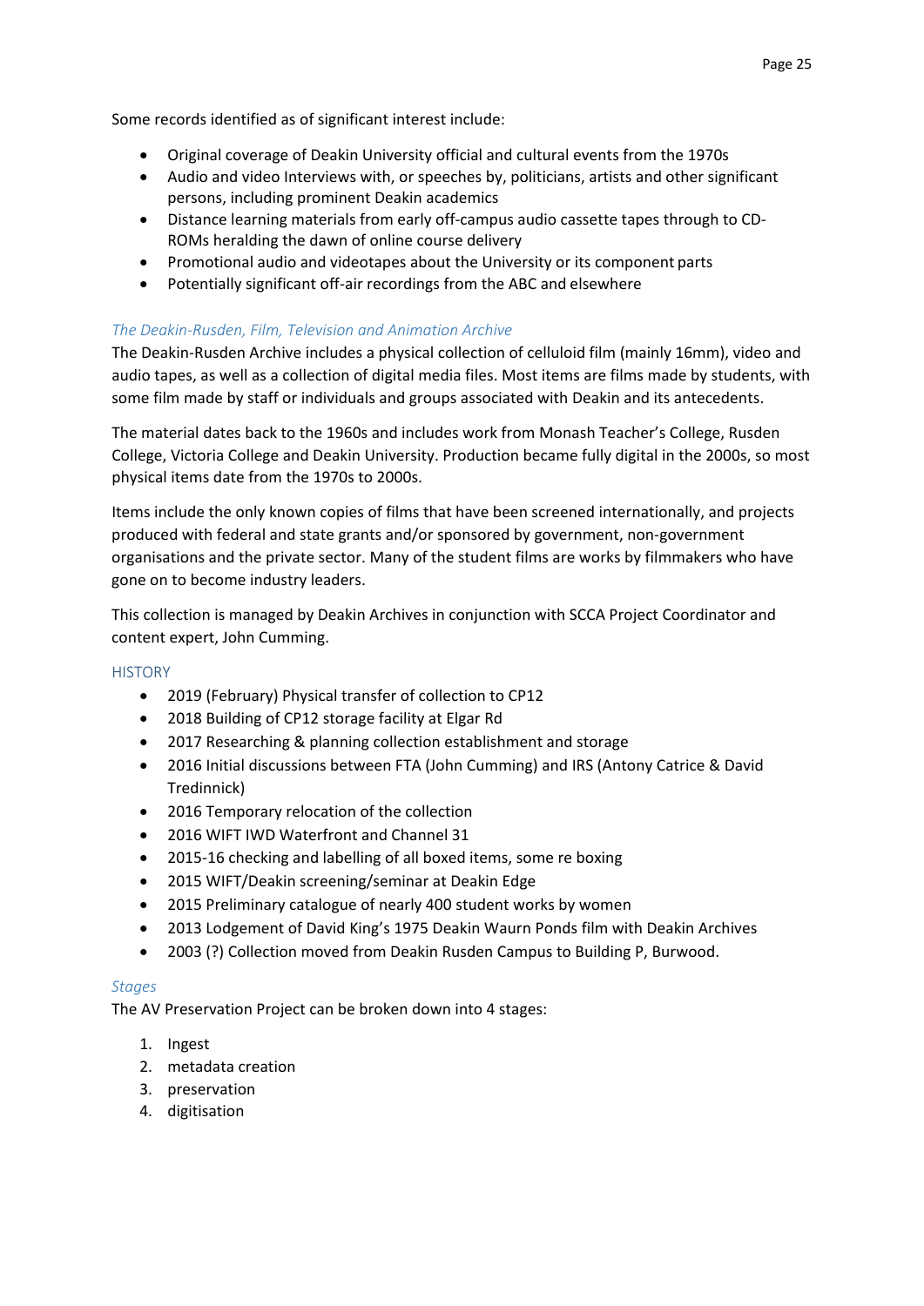Some records identified as of significant interest include:

- Original coverage of Deakin University official and cultural events from the 1970s
- Audio and video Interviews with, or speeches by, politicians, artists and other significant persons, including prominent Deakin academics
- Distance learning materials from early off-campus audio cassette tapes through to CD-ROMs heralding the dawn of online course delivery
- Promotional audio and videotapes about the University or its component parts
- Potentially significant off-air recordings from the ABC and elsewhere

### *The Deakin-Rusden, Film, Television and Animation Archive*

The Deakin-Rusden Archive includes a physical collection of celluloid film (mainly 16mm), video and audio tapes, as well as a collection of digital media files. Most items are films made by students, with some film made by staff or individuals and groups associated with Deakin and its antecedents.

The material dates back to the 1960s and includes work from Monash Teacher's College, Rusden College, Victoria College and Deakin University. Production became fully digital in the 2000s, so most physical items date from the 1970s to 2000s.

Items include the only known copies of films that have been screened internationally, and projects produced with federal and state grants and/or sponsored by government, non-government organisations and the private sector. Many of the student films are works by filmmakers who have gone on to become industry leaders.

This collection is managed by Deakin Archives in conjunction with SCCA Project Coordinator and content expert, John Cumming.

#### HISTORY

- 2019 (February) Physical transfer of collection to CP12
- 2018 Building of CP12 storage facility at Elgar Rd
- 2017 Researching & planning collection establishment and storage
- 2016 Initial discussions between FTA (John Cumming) and IRS (Antony Catrice & David Tredinnick)
- 2016 Temporary relocation of the collection
- 2016 WIFT IWD Waterfront and Channel 31
- 2015-16 checking and labelling of all boxed items, some re boxing
- 2015 WIFT/Deakin screening/seminar at Deakin Edge
- 2015 Preliminary catalogue of nearly 400 student works by women
- 2013 Lodgement of David King's 1975 Deakin Waurn Ponds film with Deakin Archives
- 2003 (?) Collection moved from Deakin Rusden Campus to Building P, Burwood.

### *Stages*

The AV Preservation Project can be broken down into 4 stages:

1. Ingest
2. metadata creation
3. preservation
4. digitisation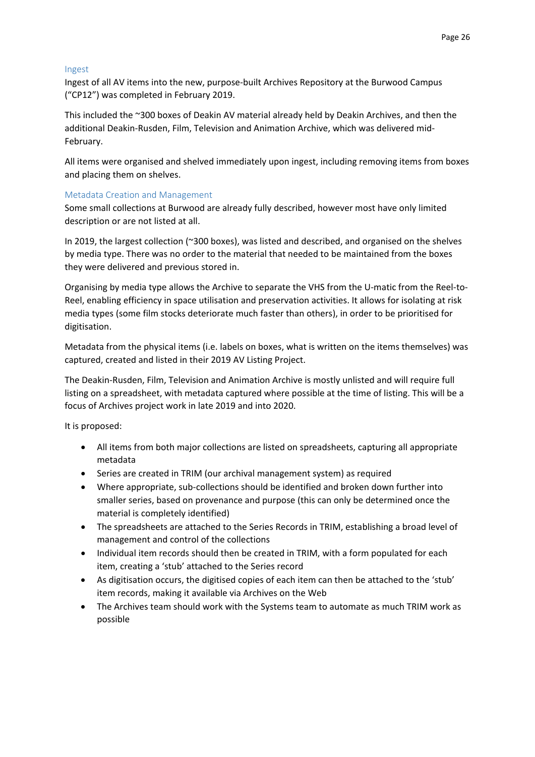### Ingest

Ingest of all AV items into the new, purpose-built Archives Repository at the Burwood Campus ("CP12") was completed in February 2019.

This included the ~300 boxes of Deakin AV material already held by Deakin Archives, and then the additional Deakin-Rusden, Film, Television and Animation Archive, which was delivered mid-February.

All items were organised and shelved immediately upon ingest, including removing items from boxes and placing them on shelves.

### Metadata Creation and Management

Some small collections at Burwood are already fully described, however most have only limited description or are not listed at all.

In 2019, the largest collection (~300 boxes), was listed and described, and organised on the shelves by media type. There was no order to the material that needed to be maintained from the boxes they were delivered and previous stored in.

Organising by media type allows the Archive to separate the VHS from the U-matic from the Reel-to-Reel, enabling efficiency in space utilisation and preservation activities. It allows for isolating at risk media types (some film stocks deteriorate much faster than others), in order to be prioritised for digitisation.

Metadata from the physical items (i.e. labels on boxes, what is written on the items themselves) was captured, created and listed in their 2019 AV Listing Project.

The Deakin-Rusden, Film, Television and Animation Archive is mostly unlisted and will require full listing on a spreadsheet, with metadata captured where possible at the time of listing. This will be a focus of Archives project work in late 2019 and into 2020.

It is proposed:

- All items from both major collections are listed on spreadsheets, capturing all appropriate metadata
- Series are created in TRIM (our archival management system) as required
- Where appropriate, sub-collections should be identified and broken down further into smaller series, based on provenance and purpose (this can only be determined once the material is completely identified)
- The spreadsheets are attached to the Series Records in TRIM, establishing a broad level of management and control of the collections
- Individual item records should then be created in TRIM, with a form populated for each item, creating a 'stub' attached to the Series record
- As digitisation occurs, the digitised copies of each item can then be attached to the 'stub' item records, making it available via Archives on the Web
- The Archives team should work with the Systems team to automate as much TRIM work as possible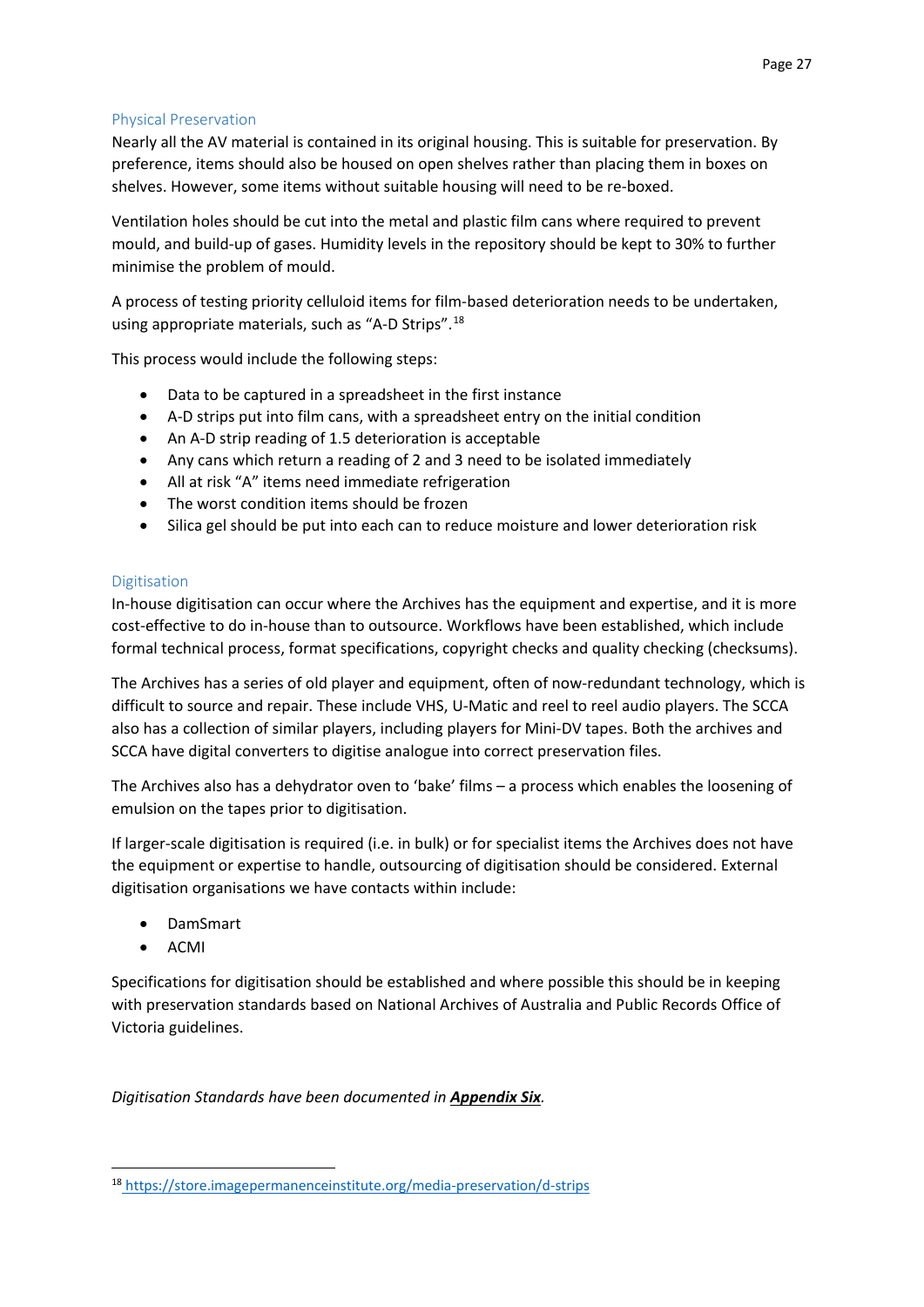## Physical Preservation

Nearly all the AV material is contained in its original housing. This is suitable for preservation. By preference, items should also be housed on open shelves rather than placing them in boxes on shelves. However, some items without suitable housing will need to be re-boxed.

Ventilation holes should be cut into the metal and plastic film cans where required to prevent mould, and build-up of gases. Humidity levels in the repository should be kept to 30% to further minimise the problem of mould.

A process of testing priority celluloid items for film-based deterioration needs to be undertaken, using appropriate materials, such as "A-D Strips".[18]

This process would include the following steps:

- Data to be captured in a spreadsheet in the first instance
- A-D strips put into film cans, with a spreadsheet entry on the initial condition
- An A-D strip reading of 1.5 deterioration is acceptable
- Any cans which return a reading of 2 and 3 need to be isolated immediately
- All at risk "A" items need immediate refrigeration
- The worst condition items should be frozen
- Silica gel should be put into each can to reduce moisture and lower deterioration risk

## Digitisation

In-house digitisation can occur where the Archives has the equipment and expertise, and it is more cost-effective to do in-house than to outsource. Workflows have been established, which include formal technical process, format specifications, copyright checks and quality checking (checksums).

The Archives has a series of old player and equipment, often of now-redundant technology, which is difficult to source and repair. These include VHS, U-Matic and reel to reel audio players. The SCCA also has a collection of similar players, including players for Mini-DV tapes. Both the archives and SCCA have digital converters to digitise analogue into correct preservation files.

The Archives also has a dehydrator oven to 'bake' films – a process which enables the loosening of emulsion on the tapes prior to digitisation.

If larger-scale digitisation is required (i.e. in bulk) or for specialist items the Archives does not have the equipment or expertise to handle, outsourcing of digitisation should be considered. External digitisation organisations we have contacts within include:

- DamSmart
- ACMI

Specifications for digitisation should be established and where possible this should be in keeping with preservation standards based on National Archives of Australia and Public Records Office of Victoria guidelines.

*Digitisation Standards have been documented in* ***Appendix Six****.*

---

[18] https://store.imagepermanenceinstitute.org/media-preservation/d-strips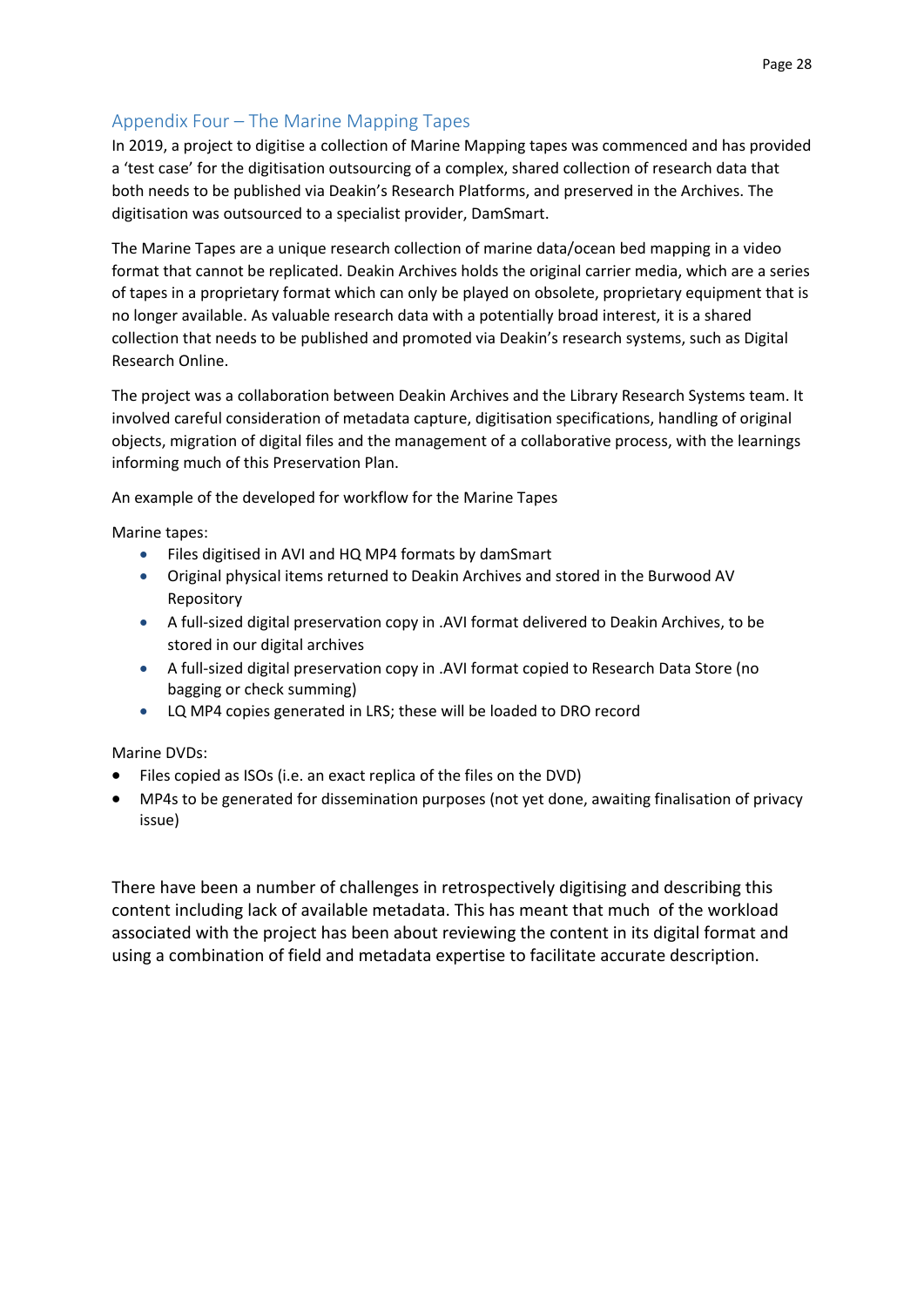## Appendix Four – The Marine Mapping Tapes

In 2019, a project to digitise a collection of Marine Mapping tapes was commenced and has provided a 'test case' for the digitisation outsourcing of a complex, shared collection of research data that both needs to be published via Deakin's Research Platforms, and preserved in the Archives. The digitisation was outsourced to a specialist provider, DamSmart.

The Marine Tapes are a unique research collection of marine data/ocean bed mapping in a video format that cannot be replicated. Deakin Archives holds the original carrier media, which are a series of tapes in a proprietary format which can only be played on obsolete, proprietary equipment that is no longer available. As valuable research data with a potentially broad interest, it is a shared collection that needs to be published and promoted via Deakin's research systems, such as Digital Research Online.

The project was a collaboration between Deakin Archives and the Library Research Systems team. It involved careful consideration of metadata capture, digitisation specifications, handling of original objects, migration of digital files and the management of a collaborative process, with the learnings informing much of this Preservation Plan.

An example of the developed for workflow for the Marine Tapes

Marine tapes:

- Files digitised in AVI and HQ MP4 formats by damSmart
- Original physical items returned to Deakin Archives and stored in the Burwood AV Repository
- A full-sized digital preservation copy in .AVI format delivered to Deakin Archives, to be stored in our digital archives
- A full-sized digital preservation copy in .AVI format copied to Research Data Store (no bagging or check summing)
- LQ MP4 copies generated in LRS; these will be loaded to DRO record

Marine DVDs:

- Files copied as ISOs (i.e. an exact replica of the files on the DVD)
- MP4s to be generated for dissemination purposes (not yet done, awaiting finalisation of privacy issue)

There have been a number of challenges in retrospectively digitising and describing this content including lack of available metadata. This has meant that much of the workload associated with the project has been about reviewing the content in its digital format and using a combination of field and metadata expertise to facilitate accurate description.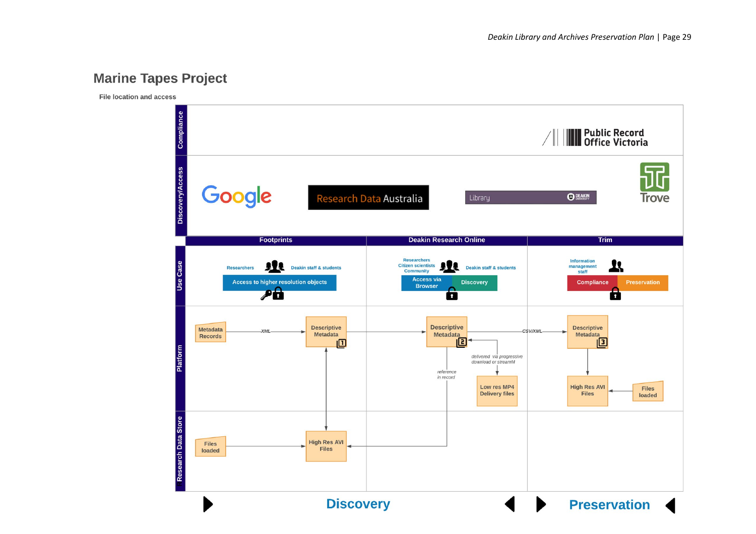## Marine Tapes Project

**File location and access**

Compliance

Public Record Office Victoria

Discovery/Access

Google

Research Data Australia

Library

Trove

| Footprints | Deakin Research Online | Trim |
|---|---|---|

Use Case

Researchers — Deakin staff & students — Access to higher resolution objects

Researchers, Citizen scientists, Community — Deakin staff & students — Access via Browser — Discovery

Information management staff — Compliance — Preservation

Platform

Metadata Records — XML → Descriptive Metadata 1 → Descriptive Metadata 2 — CSV/XML → Descriptive Metadata 3

delivered via progressive download or streamM

Low res MP4 Delivery files

reference in record

High Res AVI Files ← Files loaded

Research Data Store

Files loaded → High Res AVI Files

Discovery

Preservation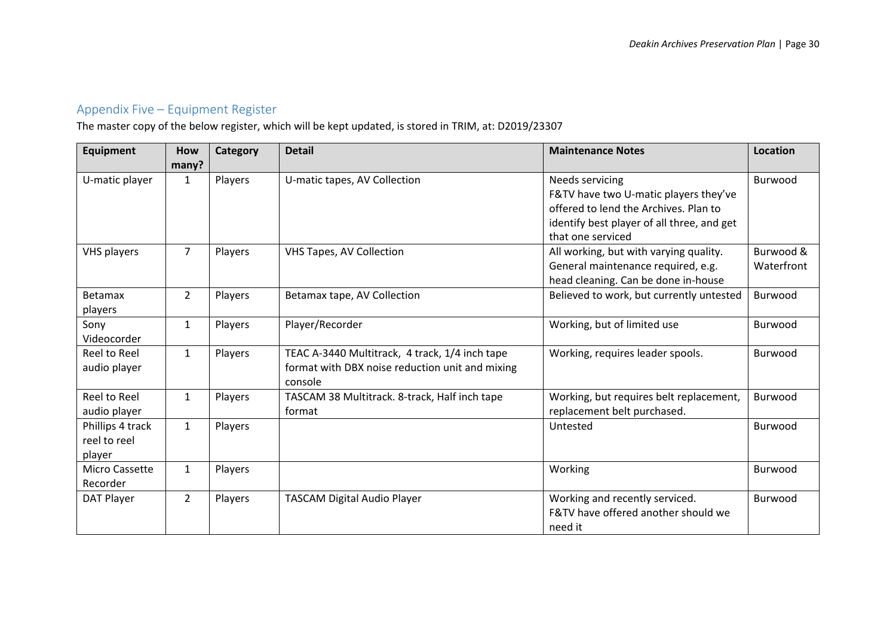## Appendix Five – Equipment Register

The master copy of the below register, which will be kept updated, is stored in TRIM, at: D2019/23307

| Equipment | How many? | Category | Detail | Maintenance Notes | Location |
|---|---|---|---|---|---|
| U-matic player | 1 | Players | U-matic tapes, AV Collection | Needs servicing<br>F&TV have two U-matic players they've offered to lend the Archives. Plan to identify best player of all three, and get that one serviced | Burwood |
| VHS players | 7 | Players | VHS Tapes, AV Collection | All working, but with varying quality. General maintenance required, e.g. head cleaning. Can be done in-house | Burwood & Waterfront |
| Betamax players | 2 | Players | Betamax tape, AV Collection | Believed to work, but currently untested | Burwood |
| Sony Videocorder | 1 | Players | Player/Recorder | Working, but of limited use | Burwood |
| Reel to Reel audio player | 1 | Players | TEAC A-3440 Multitrack, 4 track, 1/4 inch tape format with DBX noise reduction unit and mixing console | Working, requires leader spools. | Burwood |
| Reel to Reel audio player | 1 | Players | TASCAM 38 Multitrack. 8-track, Half inch tape format | Working, but requires belt replacement, replacement belt purchased. | Burwood |
| Phillips 4 track reel to reel player | 1 | Players | | Untested | Burwood |
| Micro Cassette Recorder | 1 | Players | | Working | Burwood |
| DAT Player | 2 | Players | TASCAM Digital Audio Player | Working and recently serviced.<br>F&TV have offered another should we need it | Burwood |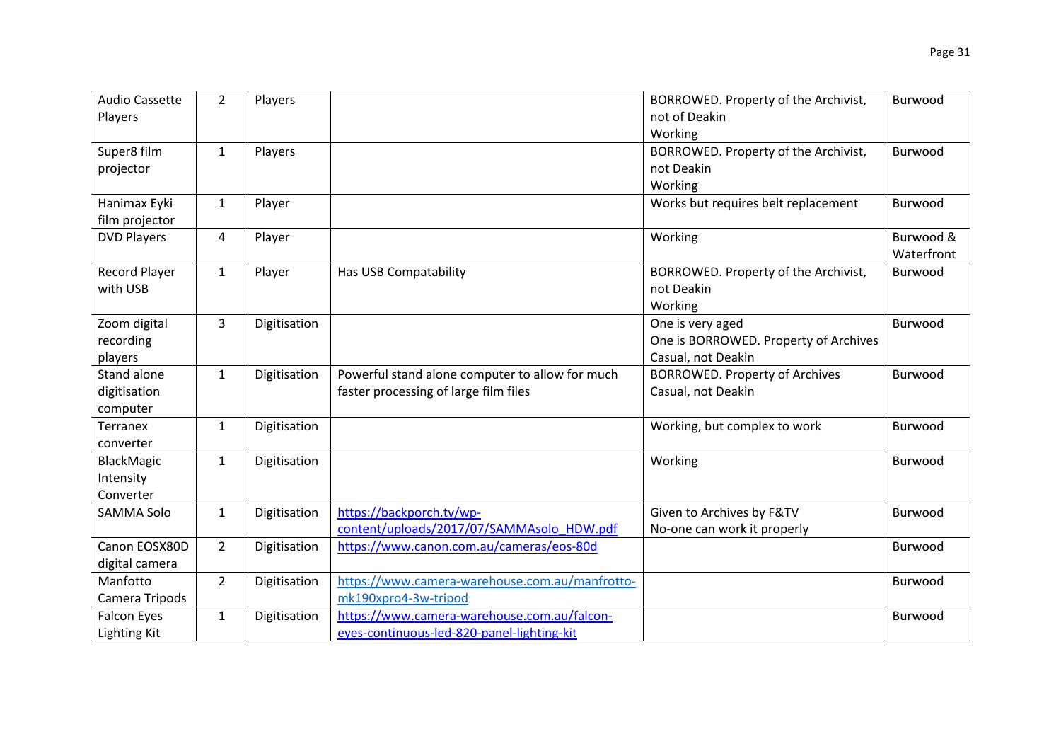| Audio Cassette Players | 2 | Players | | BORROWED. Property of the Archivist, not of Deakin<br>Working | Burwood |
|---|---|---|---|---|---|
| Super8 film projector | 1 | Players | | BORROWED. Property of the Archivist, not Deakin<br>Working | Burwood |
| Hanimax Eyki film projector | 1 | Player | | Works but requires belt replacement | Burwood |
| DVD Players | 4 | Player | | Working | Burwood & Waterfront |
| Record Player with USB | 1 | Player | Has USB Compatability | BORROWED. Property of the Archivist, not Deakin<br>Working | Burwood |
| Zoom digital recording players | 3 | Digitisation | | One is very aged<br>One is BORROWED. Property of Archives Casual, not Deakin | Burwood |
| Stand alone digitisation computer | 1 | Digitisation | Powerful stand alone computer to allow for much faster processing of large film files | BORROWED. Property of Archives Casual, not Deakin | Burwood |
| Terranex converter | 1 | Digitisation | | Working, but complex to work | Burwood |
| BlackMagic Intensity Converter | 1 | Digitisation | | Working | Burwood |
| SAMMA Solo | 1 | Digitisation | https://backporch.tv/wp-content/uploads/2017/07/SAMMAsolo_HDW.pdf | Given to Archives by F&TV<br>No-one can work it properly | Burwood |
| Canon EOSX80D digital camera | 2 | Digitisation | https://www.canon.com.au/cameras/eos-80d | | Burwood |
| Manfotto Camera Tripods | 2 | Digitisation | https://www.camera-warehouse.com.au/manfrotto-mk190xpro4-3w-tripod | | Burwood |
| Falcon Eyes Lighting Kit | 1 | Digitisation | https://www.camera-warehouse.com.au/falcon-eyes-continuous-led-820-panel-lighting-kit | | Burwood |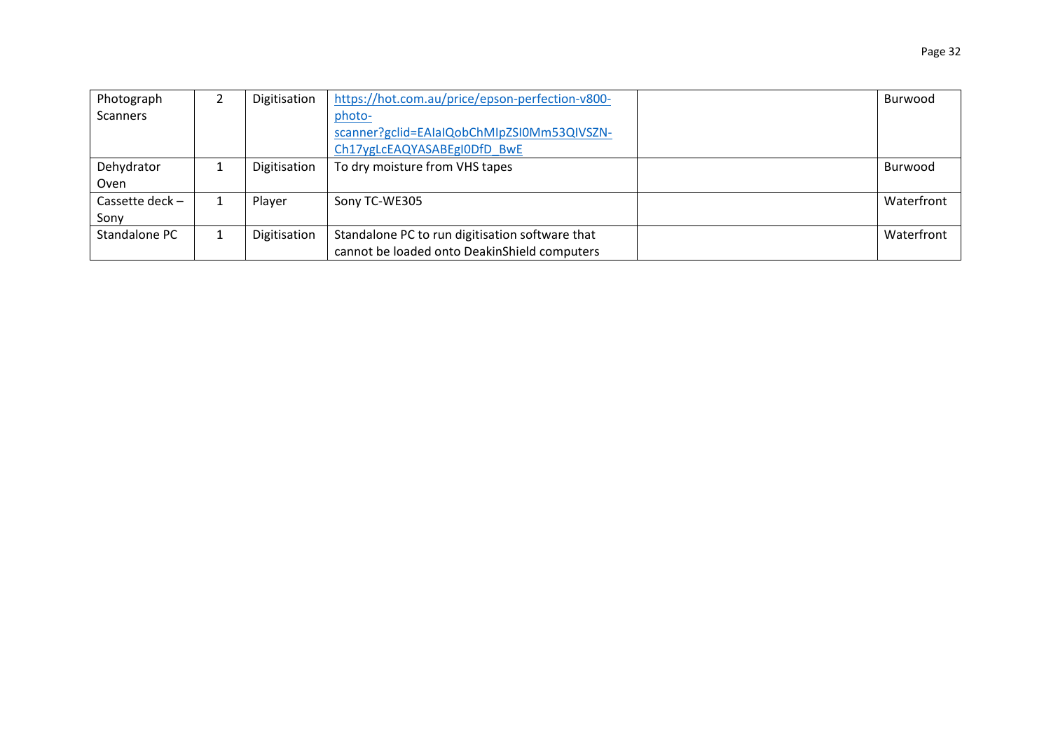| | | | | | |
|---|---|---|---|---|---|
| Photograph Scanners | 2 | Digitisation | https://hot.com.au/price/epson-perfection-v800-photo-scanner?gclid=EAIaIQobChMIpZSI0Mm53QIVSZN-Ch17ygLcEAQYASABEgI0DfD_BwE | | Burwood |
| Dehydrator Oven | 1 | Digitisation | To dry moisture from VHS tapes | | Burwood |
| Cassette deck – Sony | 1 | Player | Sony TC-WE305 | | Waterfront |
| Standalone PC | 1 | Digitisation | Standalone PC to run digitisation software that cannot be loaded onto DeakinShield computers | | Waterfront |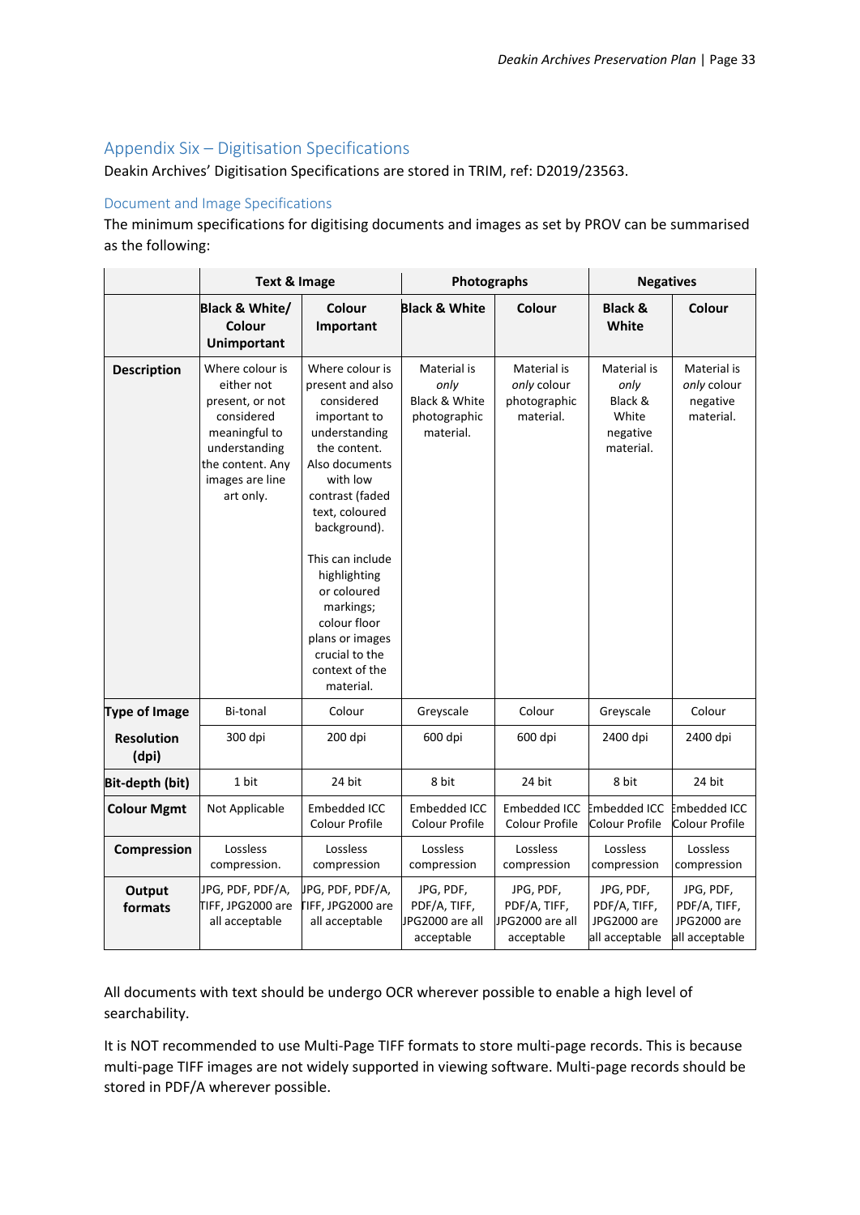## Appendix Six – Digitisation Specifications

Deakin Archives' Digitisation Specifications are stored in TRIM, ref: D2019/23563.

### Document and Image Specifications

The minimum specifications for digitising documents and images as set by PROV can be summarised as the following:

| | Text & Image | | Photographs | | Negatives | |
|---|---|---|---|---|---|---|
| | **Black & White/ Colour Unimportant** | **Colour Important** | **Black & White** | **Colour** | **Black & White** | **Colour** |
| **Description** | Where colour is either not present, or not considered meaningful to understanding the content. Any images are line art only. | Where colour is present and also considered important to understanding the content. Also documents with low contrast (faded text, coloured background).<br><br>This can include highlighting or coloured markings; colour floor plans or images crucial to the context of the material. | Material is *only* Black & White photographic material. | Material is *only* colour photographic material. | Material is *only* Black & White negative material. | Material is *only* colour negative material. |
| **Type of Image** | Bi-tonal | Colour | Greyscale | Colour | Greyscale | Colour |
| **Resolution (dpi)** | 300 dpi | 200 dpi | 600 dpi | 600 dpi | 2400 dpi | 2400 dpi |
| **Bit-depth (bit)** | 1 bit | 24 bit | 8 bit | 24 bit | 8 bit | 24 bit |
| **Colour Mgmt** | Not Applicable | Embedded ICC Colour Profile | Embedded ICC Colour Profile | Embedded ICC Colour Profile | Embedded ICC Colour Profile | Embedded ICC Colour Profile |
| **Compression** | Lossless compression. | Lossless compression | Lossless compression | Lossless compression | Lossless compression | Lossless compression |
| **Output formats** | JPG, PDF, PDF/A, TIFF, JPG2000 are all acceptable | JPG, PDF, PDF/A, TIFF, JPG2000 are all acceptable | JPG, PDF, PDF/A, TIFF, JPG2000 are all acceptable | JPG, PDF, PDF/A, TIFF, JPG2000 are all acceptable | JPG, PDF, PDF/A, TIFF, JPG2000 are all acceptable | JPG, PDF, PDF/A, TIFF, JPG2000 are all acceptable |

All documents with text should be undergo OCR wherever possible to enable a high level of searchability.

It is NOT recommended to use Multi-Page TIFF formats to store multi-page records. This is because multi-page TIFF images are not widely supported in viewing software. Multi-page records should be stored in PDF/A wherever possible.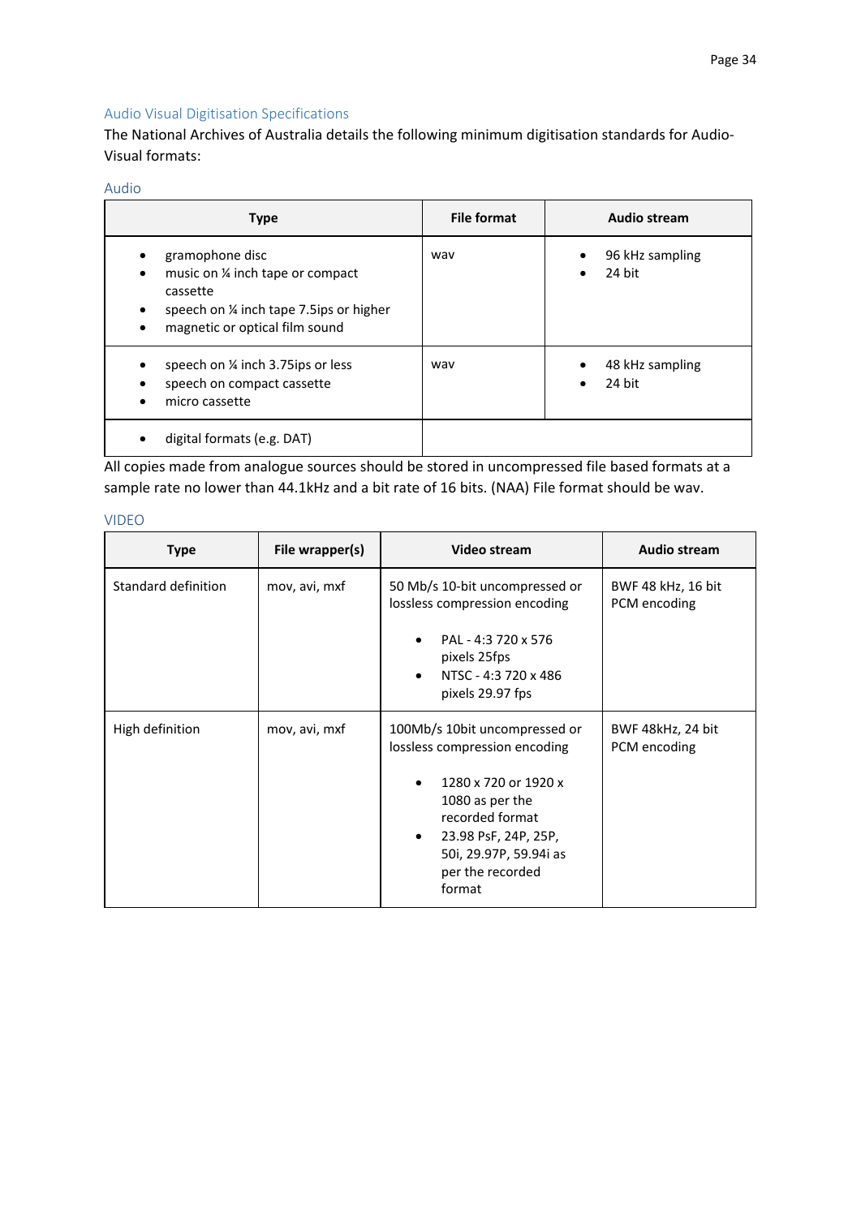## Audio Visual Digitisation Specifications

The National Archives of Australia details the following minimum digitisation standards for Audio-Visual formats:

### Audio

| Type | File format | Audio stream |
|---|---|---|
| • gramophone disc<br>• music on ¼ inch tape or compact cassette<br>• speech on ¼ inch tape 7.5ips or higher<br>• magnetic or optical film sound | wav | • 96 kHz sampling<br>• 24 bit |
| • speech on ¼ inch 3.75ips or less<br>• speech on compact cassette<br>• micro cassette | wav | • 48 kHz sampling<br>• 24 bit |
| • digital formats (e.g. DAT) | | |

All copies made from analogue sources should be stored in uncompressed file based formats at a sample rate no lower than 44.1kHz and a bit rate of 16 bits. (NAA) File format should be wav.

### VIDEO

| Type | File wrapper(s) | Video stream | Audio stream |
|---|---|---|---|
| Standard definition | mov, avi, mxf | 50 Mb/s 10-bit uncompressed or lossless compression encoding<br><br>• PAL - 4:3 720 x 576 pixels 25fps<br>• NTSC - 4:3 720 x 486 pixels 29.97 fps | BWF 48 kHz, 16 bit PCM encoding |
| High definition | mov, avi, mxf | 100Mb/s 10bit uncompressed or lossless compression encoding<br><br>• 1280 x 720 or 1920 x 1080 as per the recorded format<br>• 23.98 PsF, 24P, 25P, 50i, 29.97P, 59.94i as per the recorded format | BWF 48kHz, 24 bit PCM encoding |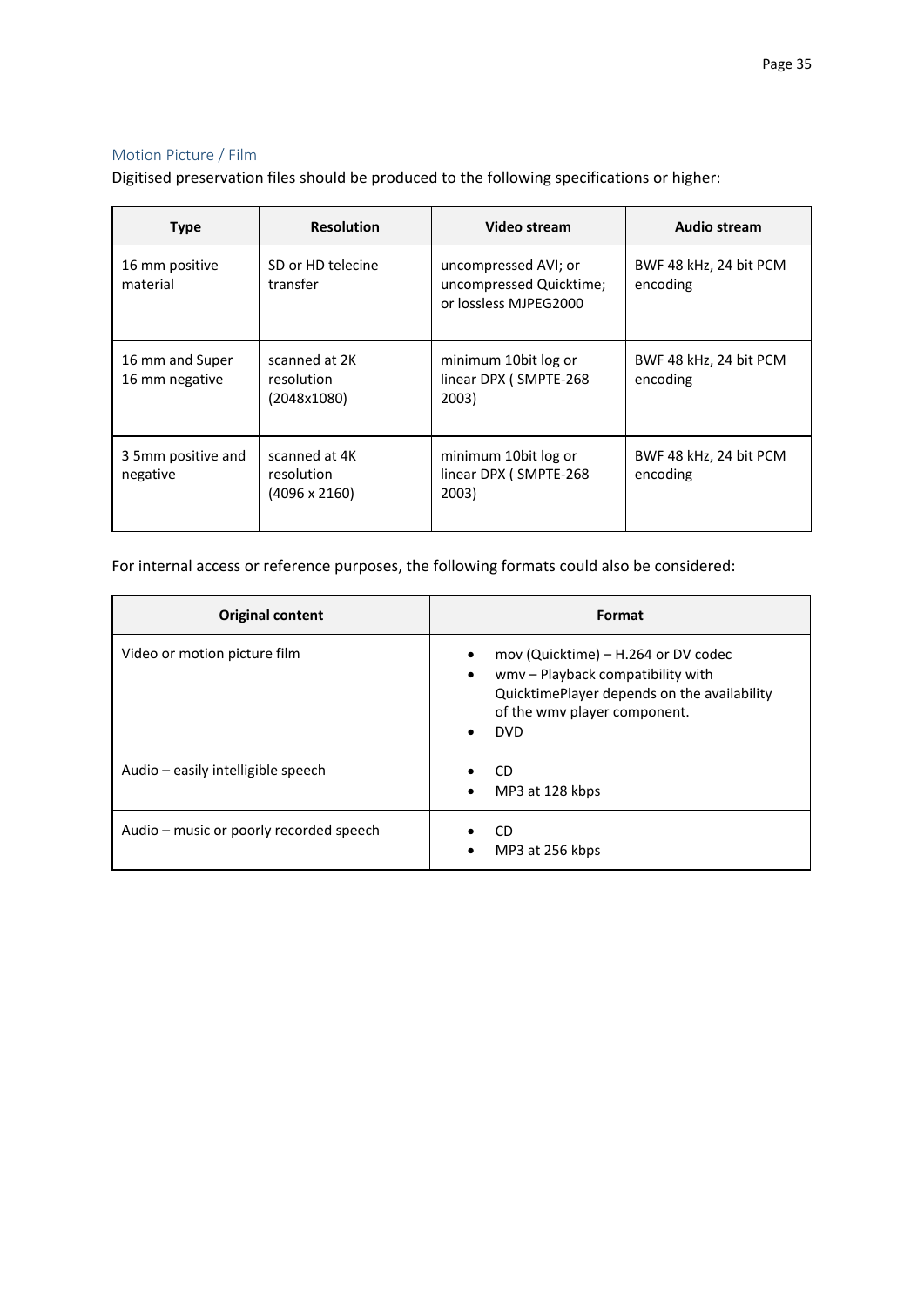### Motion Picture / Film

Digitised preservation files should be produced to the following specifications or higher:

| Type | Resolution | Video stream | Audio stream |
|---|---|---|---|
| 16 mm positive material | SD or HD telecine transfer | uncompressed AVI; or uncompressed Quicktime; or lossless MJPEG2000 | BWF 48 kHz, 24 bit PCM encoding |
| 16 mm and Super 16 mm negative | scanned at 2K resolution (2048x1080) | minimum 10bit log or linear DPX ( SMPTE-268 2003) | BWF 48 kHz, 24 bit PCM encoding |
| 3 5mm positive and negative | scanned at 4K resolution (4096 x 2160) | minimum 10bit log or linear DPX ( SMPTE-268 2003) | BWF 48 kHz, 24 bit PCM encoding |

For internal access or reference purposes, the following formats could also be considered:

| Original content | Format |
|---|---|
| Video or motion picture film | • mov (Quicktime) – H.264 or DV codec<br>• wmv – Playback compatibility with QuicktimePlayer depends on the availability of the wmv player component.<br>• DVD |
| Audio – easily intelligible speech | • CD<br>• MP3 at 128 kbps |
| Audio – music or poorly recorded speech | • CD<br>• MP3 at 256 kbps |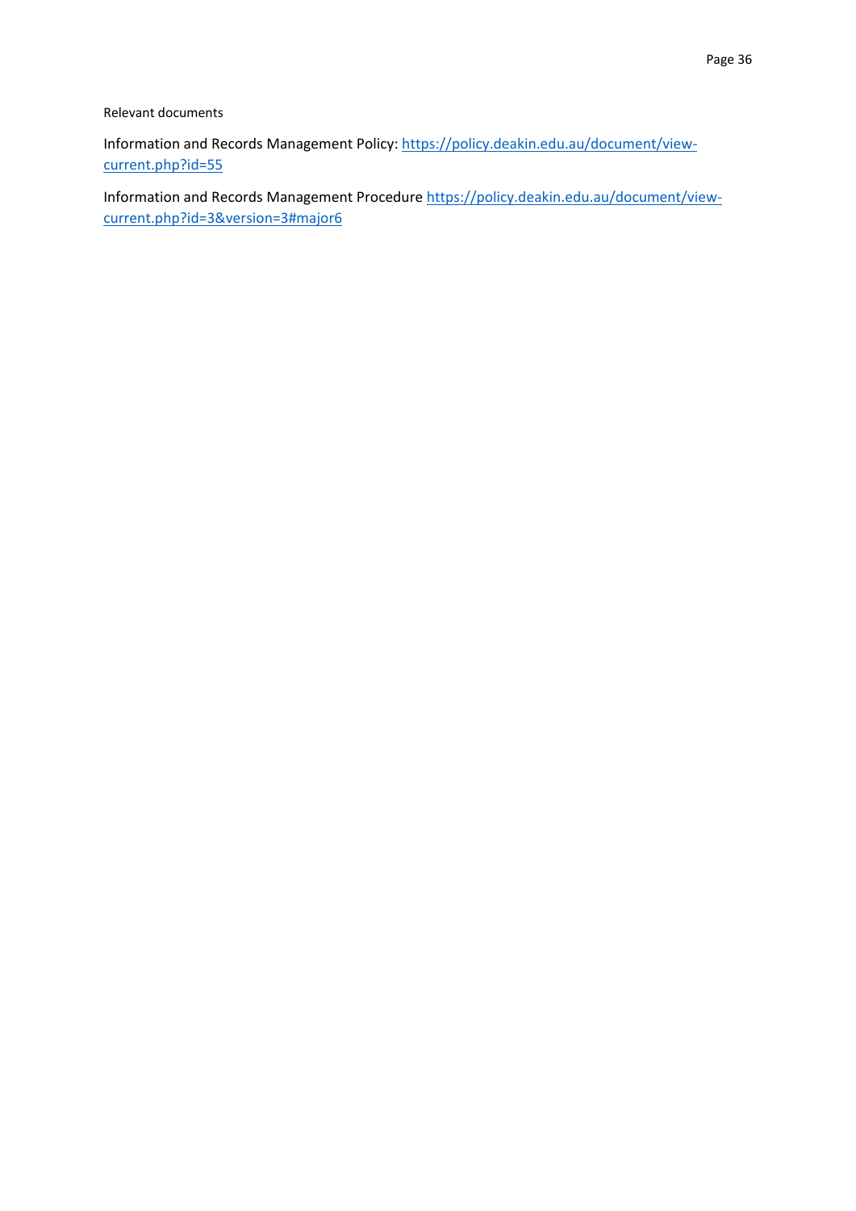Relevant documents

Information and Records Management Policy: https://policy.deakin.edu.au/document/view-current.php?id=55

Information and Records Management Procedure https://policy.deakin.edu.au/document/view-current.php?id=3&version=3#major6